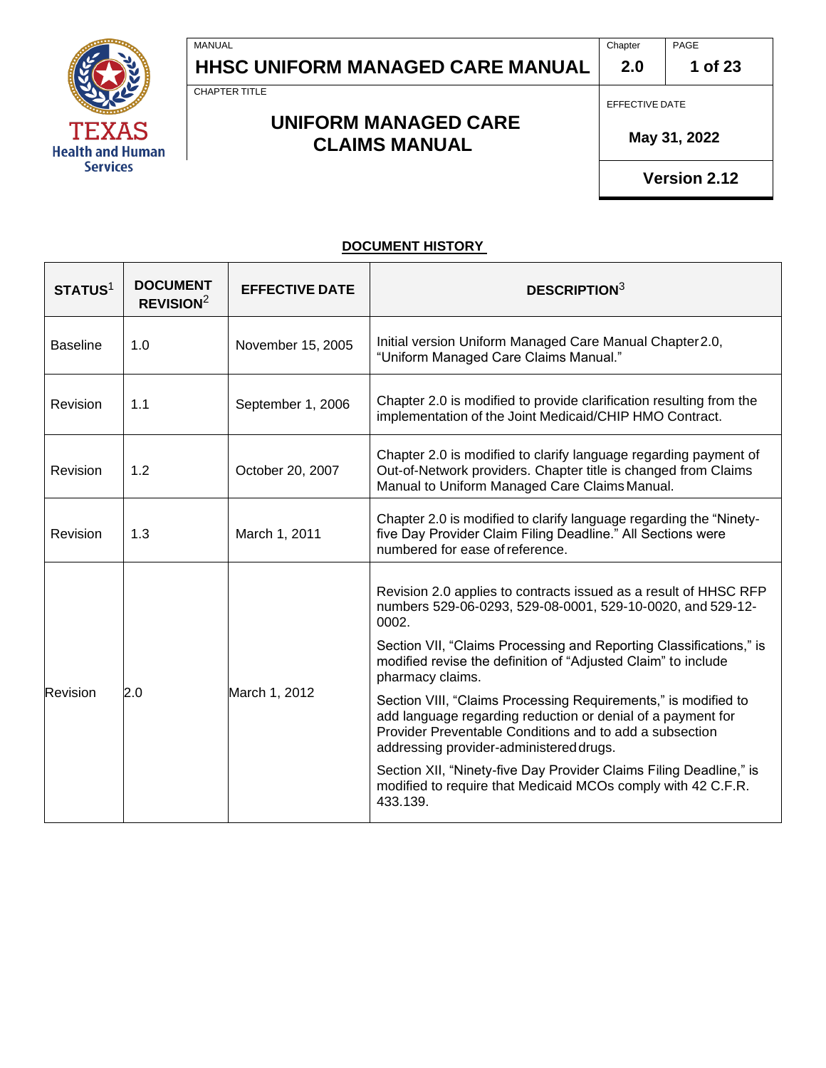# UNIFORM MANAGED CARE CLAIMS MANUAL

## DOCUMENT HISTORY

| STATUS[1] | DOCUMENT REVISION[2] | EFFECTIVE DATE | DESCRIPTION[3] |
|---|---|---|---|
| Baseline | 1.0 | November 15, 2005 | Initial version Uniform Managed Care Manual Chapter 2.0, "Uniform Managed Care Claims Manual." |
| Revision | 1.1 | September 1, 2006 | Chapter 2.0 is modified to provide clarification resulting from the implementation of the Joint Medicaid/CHIP HMO Contract. |
| Revision | 1.2 | October 20, 2007 | Chapter 2.0 is modified to clarify language regarding payment of Out-of-Network providers. Chapter title is changed from Claims Manual to Uniform Managed Care Claims Manual. |
| Revision | 1.3 | March 1, 2011 | Chapter 2.0 is modified to clarify language regarding the "Ninety-five Day Provider Claim Filing Deadline." All Sections were numbered for ease of reference. |
| Revision | 2.0 | March 1, 2012 | Revision 2.0 applies to contracts issued as a result of HHSC RFP numbers 529-06-0293, 529-08-0001, 529-10-0020, and 529-12-0002.<br><br>Section VII, "Claims Processing and Reporting Classifications," is modified revise the definition of "Adjusted Claim" to include pharmacy claims.<br><br>Section VIII, "Claims Processing Requirements," is modified to add language regarding reduction or denial of a payment for Provider Preventable Conditions and to add a subsection addressing provider-administered drugs.<br><br>Section XII, "Ninety-five Day Provider Claims Filing Deadline," is modified to require that Medicaid MCOs comply with 42 C.F.R. 433.139. |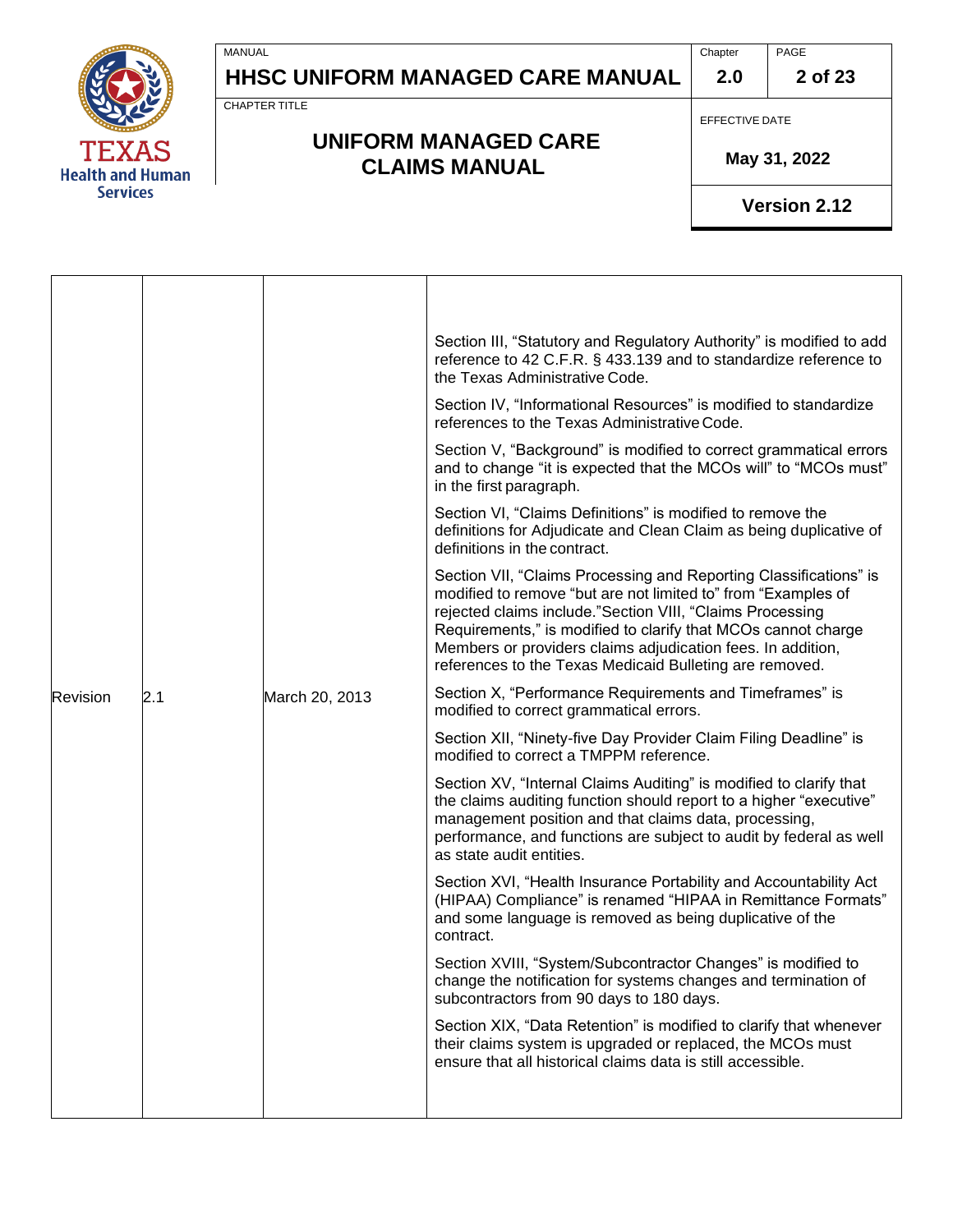| | | | |
|---|---|---|---|
| Revision | 2.1 | March 20, 2013 | Section III, "Statutory and Regulatory Authority" is modified to add reference to 42 C.F.R. § 433.139 and to standardize reference to the Texas Administrative Code.<br><br>Section IV, "Informational Resources" is modified to standardize references to the Texas Administrative Code.<br><br>Section V, "Background" is modified to correct grammatical errors and to change "it is expected that the MCOs will" to "MCOs must" in the first paragraph.<br><br>Section VI, "Claims Definitions" is modified to remove the definitions for Adjudicate and Clean Claim as being duplicative of definitions in the contract.<br><br>Section VII, "Claims Processing and Reporting Classifications" is modified to remove "but are not limited to" from "Examples of rejected claims include."Section VIII, "Claims Processing Requirements," is modified to clarify that MCOs cannot charge Members or providers claims adjudication fees. In addition, references to the Texas Medicaid Bulleting are removed.<br><br>Section X, "Performance Requirements and Timeframes" is modified to correct grammatical errors.<br><br>Section XII, "Ninety-five Day Provider Claim Filing Deadline" is modified to correct a TMPPM reference.<br><br>Section XV, "Internal Claims Auditing" is modified to clarify that the claims auditing function should report to a higher "executive" management position and that claims data, processing, performance, and functions are subject to audit by federal as well as state audit entities.<br><br>Section XVI, "Health Insurance Portability and Accountability Act (HIPAA) Compliance" is renamed "HIPAA in Remittance Formats" and some language is removed as being duplicative of the contract.<br><br>Section XVIII, "System/Subcontractor Changes" is modified to change the notification for systems changes and termination of subcontractors from 90 days to 180 days.<br><br>Section XIX, "Data Retention" is modified to clarify that whenever their claims system is upgraded or replaced, the MCOs must ensure that all historical claims data is still accessible. |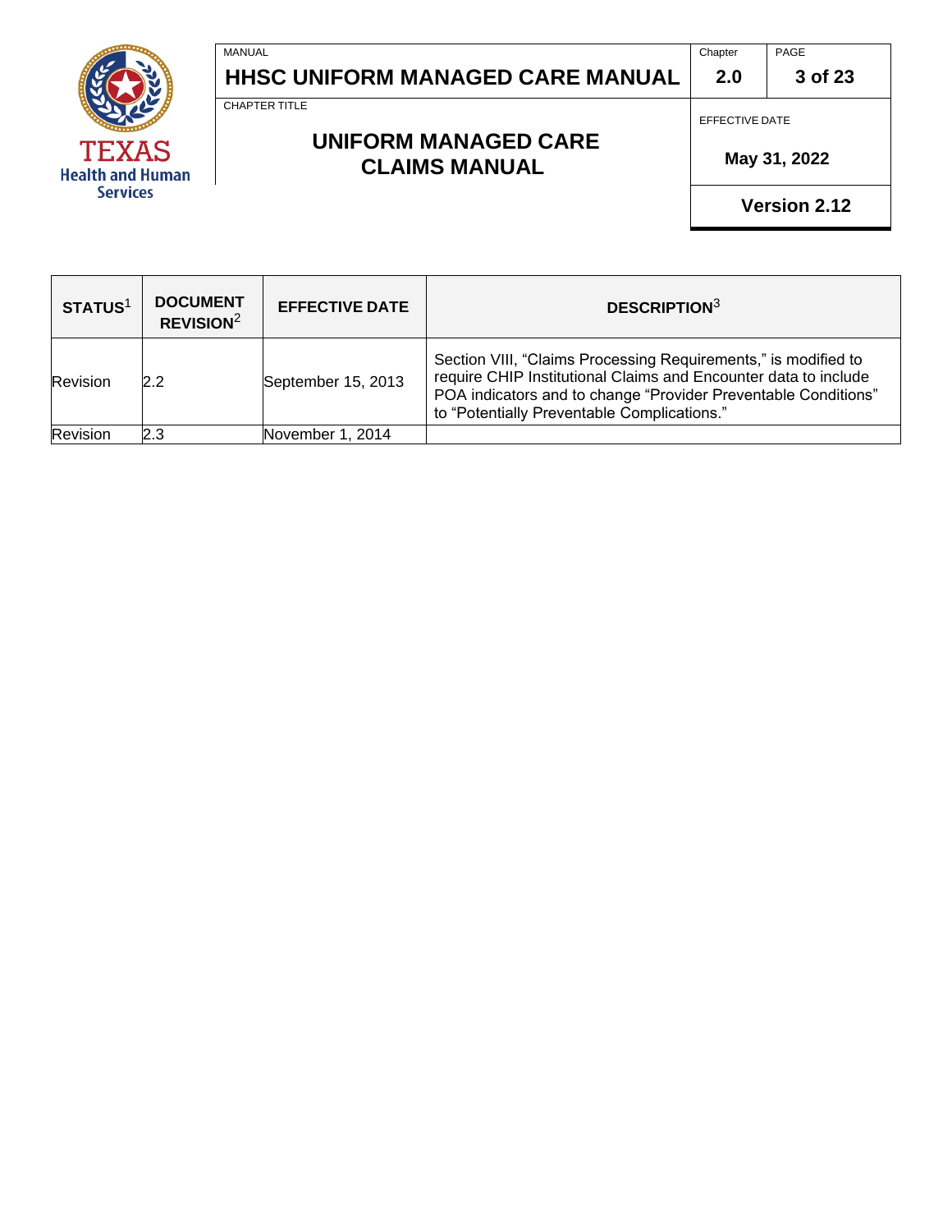| STATUS[1] | DOCUMENT REVISION[2] | EFFECTIVE DATE | DESCRIPTION[3] |
|---|---|---|---|
| Revision | 2.2 | September 15, 2013 | Section VIII, "Claims Processing Requirements," is modified to require CHIP Institutional Claims and Encounter data to include POA indicators and to change "Provider Preventable Conditions" to "Potentially Preventable Complications." |
| Revision | 2.3 | November 1, 2014 | |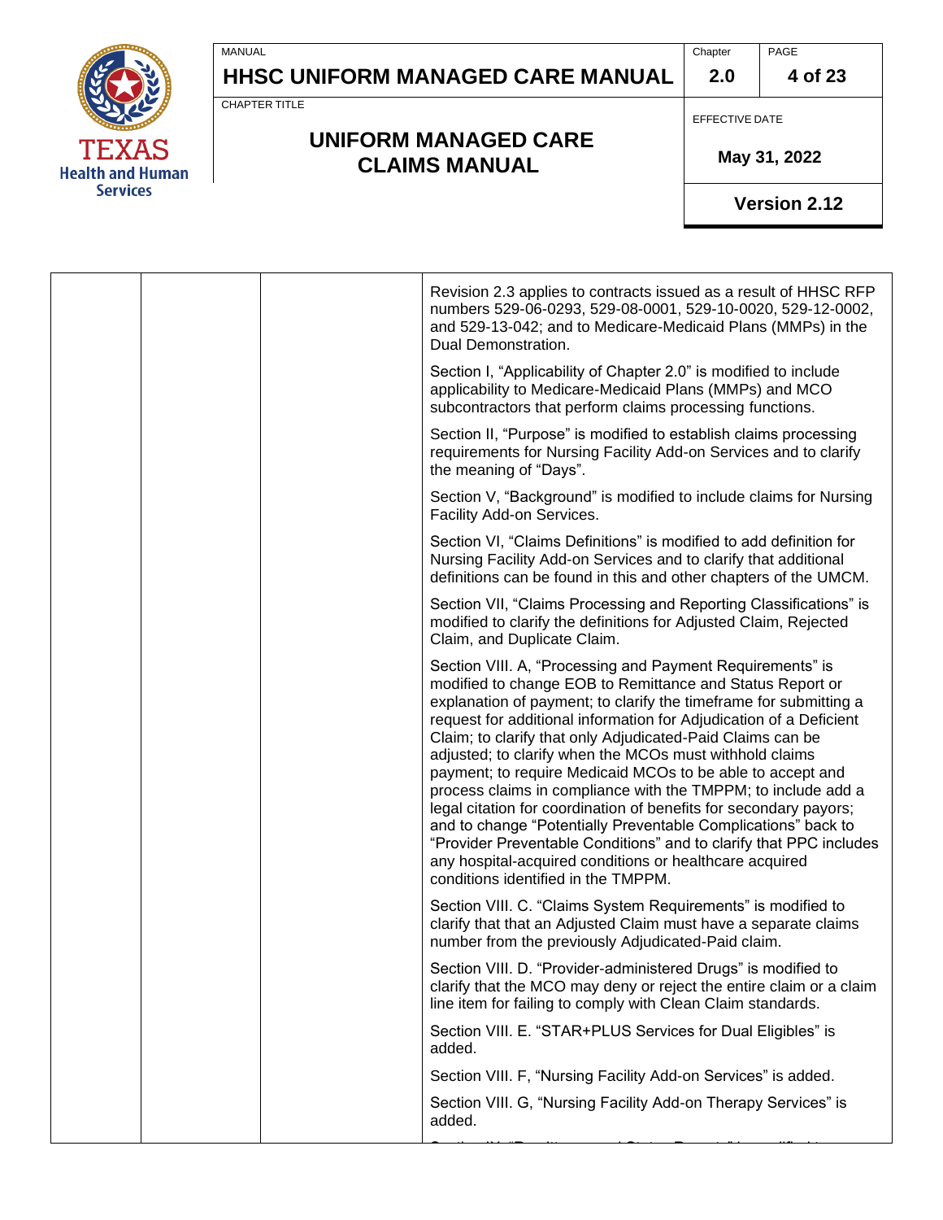| | | | |
|---|---|---|---|
| | | | Revision 2.3 applies to contracts issued as a result of HHSC RFP numbers 529-06-0293, 529-08-0001, 529-10-0020, 529-12-0002, and 529-13-042; and to Medicare-Medicaid Plans (MMPs) in the Dual Demonstration.<br><br>Section I, "Applicability of Chapter 2.0" is modified to include applicability to Medicare-Medicaid Plans (MMPs) and MCO subcontractors that perform claims processing functions.<br><br>Section II, "Purpose" is modified to establish claims processing requirements for Nursing Facility Add-on Services and to clarify the meaning of "Days".<br><br>Section V, "Background" is modified to include claims for Nursing Facility Add-on Services.<br><br>Section VI, "Claims Definitions" is modified to add definition for Nursing Facility Add-on Services and to clarify that additional definitions can be found in this and other chapters of the UMCM.<br><br>Section VII, "Claims Processing and Reporting Classifications" is modified to clarify the definitions for Adjusted Claim, Rejected Claim, and Duplicate Claim.<br><br>Section VIII. A, "Processing and Payment Requirements" is modified to change EOB to Remittance and Status Report or explanation of payment; to clarify the timeframe for submitting a request for additional information for Adjudication of a Deficient Claim; to clarify that only Adjudicated-Paid Claims can be adjusted; to clarify when the MCOs must withhold claims payment; to require Medicaid MCOs to be able to accept and process claims in compliance with the TMPPM; to include add a legal citation for coordination of benefits for secondary payors; and to change "Potentially Preventable Complications" back to "Provider Preventable Conditions" and to clarify that PPC includes any hospital-acquired conditions or healthcare acquired conditions identified in the TMPPM.<br><br>Section VIII. C. "Claims System Requirements" is modified to clarify that that an Adjusted Claim must have a separate claims number from the previously Adjudicated-Paid claim.<br><br>Section VIII. D. "Provider-administered Drugs" is modified to clarify that the MCO may deny or reject the entire claim or a claim line item for failing to comply with Clean Claim standards.<br><br>Section VIII. E. "STAR+PLUS Services for Dual Eligibles" is added.<br><br>Section VIII. F, "Nursing Facility Add-on Services" is added.<br><br>Section VIII. G, "Nursing Facility Add-on Therapy Services" is added. |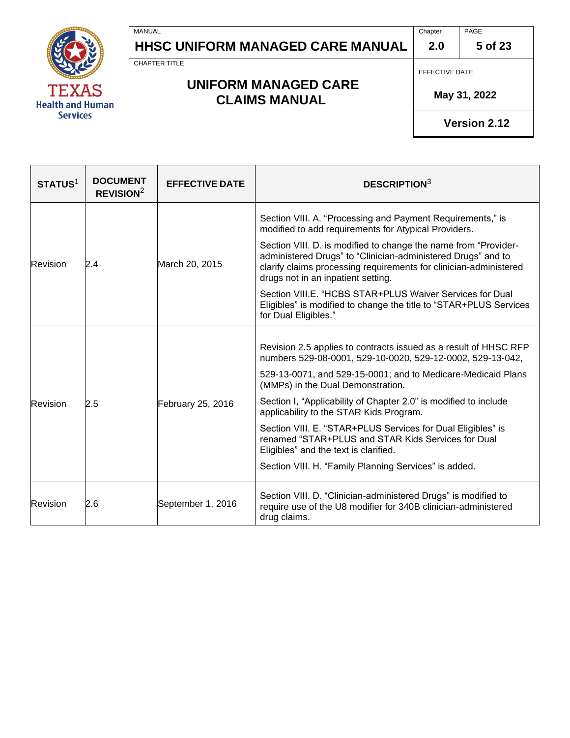| STATUS[1] | DOCUMENT REVISION[2] | EFFECTIVE DATE | DESCRIPTION[3] |
|---|---|---|---|
| Revision | 2.4 | March 20, 2015 | Section VIII. A. "Processing and Payment Requirements," is modified to add requirements for Atypical Providers.<br><br>Section VIII. D. is modified to change the name from "Provider-administered Drugs" to "Clinician-administered Drugs" and to clarify claims processing requirements for clinician-administered drugs not in an inpatient setting.<br><br>Section VIII.E. "HCBS STAR+PLUS Waiver Services for Dual Eligibles" is modified to change the title to "STAR+PLUS Services for Dual Eligibles." |
| Revision | 2.5 | February 25, 2016 | Revision 2.5 applies to contracts issued as a result of HHSC RFP numbers 529-08-0001, 529-10-0020, 529-12-0002, 529-13-042,<br><br>529-13-0071, and 529-15-0001; and to Medicare-Medicaid Plans (MMPs) in the Dual Demonstration.<br><br>Section I, "Applicability of Chapter 2.0" is modified to include applicability to the STAR Kids Program.<br><br>Section VIII. E. "STAR+PLUS Services for Dual Eligibles" is renamed "STAR+PLUS and STAR Kids Services for Dual Eligibles" and the text is clarified.<br><br>Section VIII. H. "Family Planning Services" is added. |
| Revision | 2.6 | September 1, 2016 | Section VIII. D. "Clinician-administered Drugs" is modified to require use of the U8 modifier for 340B clinician-administered drug claims. |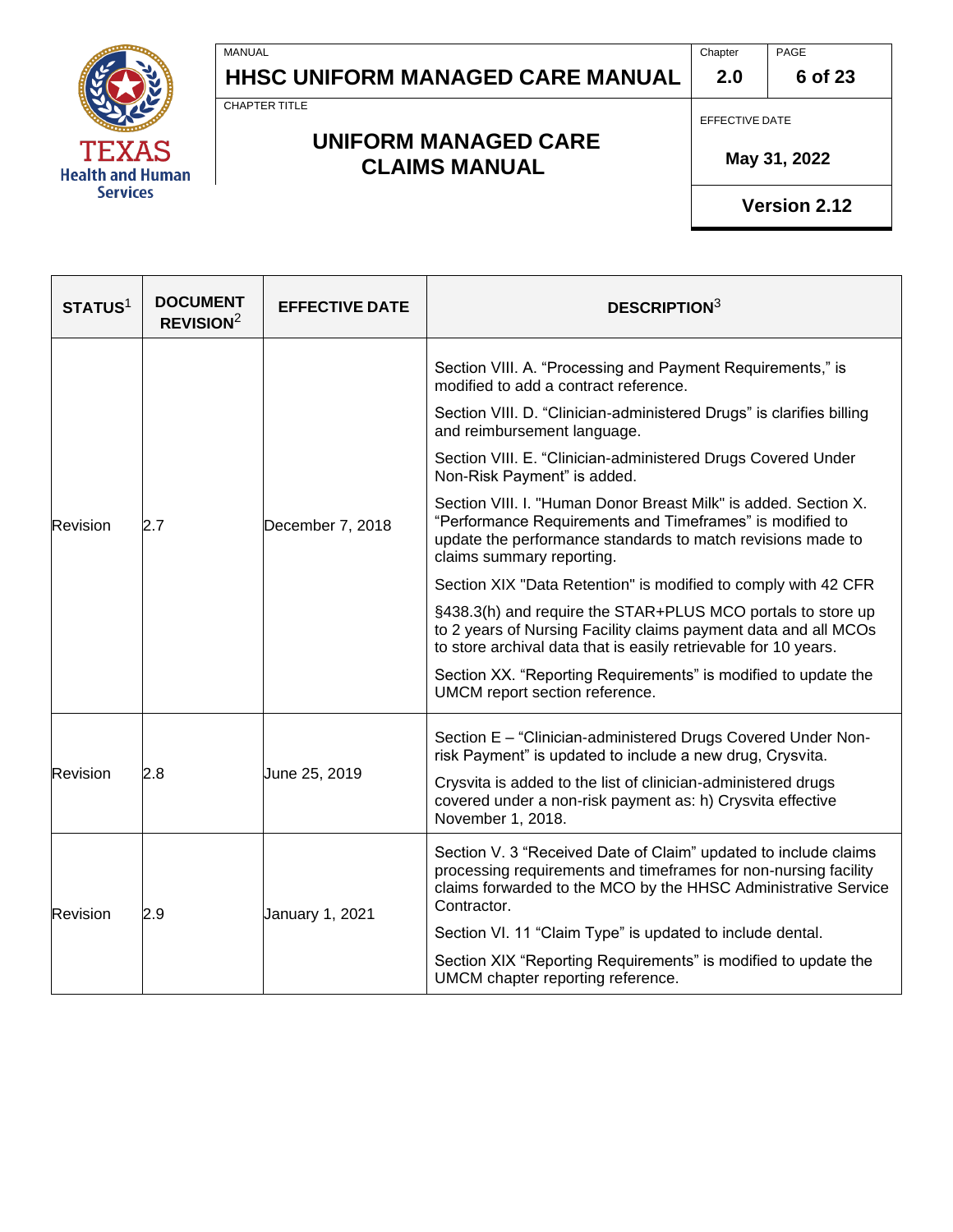| STATUS[1] | DOCUMENT REVISION[2] | EFFECTIVE DATE | DESCRIPTION[3] |
|---|---|---|---|
| Revision | 2.7 | December 7, 2018 | Section VIII. A. "Processing and Payment Requirements," is modified to add a contract reference.<br><br>Section VIII. D. "Clinician-administered Drugs" is clarifies billing and reimbursement language.<br><br>Section VIII. E. "Clinician-administered Drugs Covered Under Non-Risk Payment" is added.<br><br>Section VIII. I. "Human Donor Breast Milk" is added. Section X. "Performance Requirements and Timeframes" is modified to update the performance standards to match revisions made to claims summary reporting.<br><br>Section XIX "Data Retention" is modified to comply with 42 CFR<br><br>§438.3(h) and require the STAR+PLUS MCO portals to store up to 2 years of Nursing Facility claims payment data and all MCOs to store archival data that is easily retrievable for 10 years.<br><br>Section XX. "Reporting Requirements" is modified to update the UMCM report section reference. |
| Revision | 2.8 | June 25, 2019 | Section E – "Clinician-administered Drugs Covered Under Non-risk Payment" is updated to include a new drug, Crysvita.<br><br>Crysvita is added to the list of clinician-administered drugs covered under a non-risk payment as: h) Crysvita effective November 1, 2018. |
| Revision | 2.9 | January 1, 2021 | Section V. 3 "Received Date of Claim" updated to include claims processing requirements and timeframes for non-nursing facility claims forwarded to the MCO by the HHSC Administrative Service Contractor.<br><br>Section VI. 11 "Claim Type" is updated to include dental.<br><br>Section XIX "Reporting Requirements" is modified to update the UMCM chapter reporting reference. |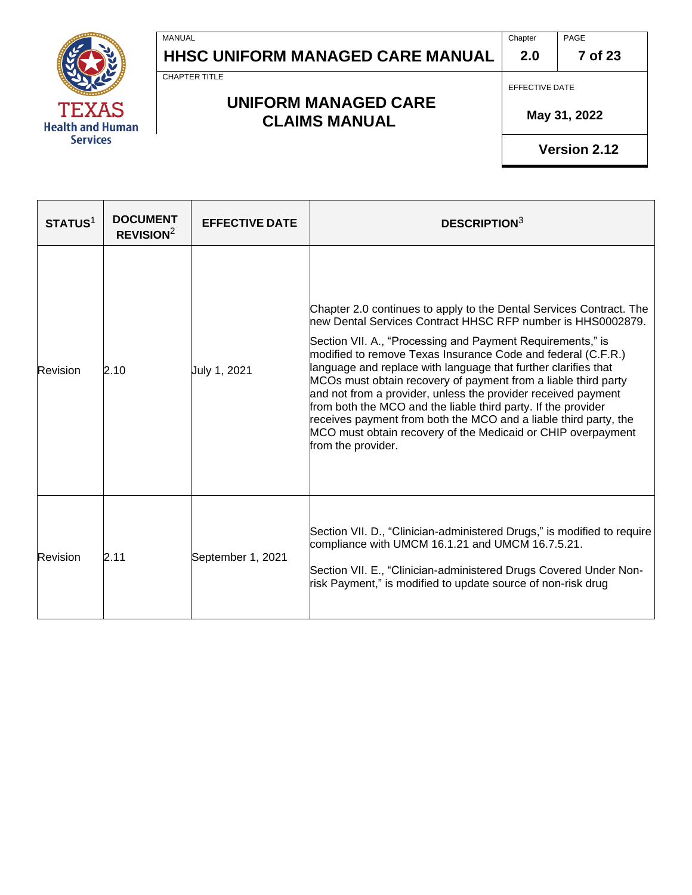| STATUS[1] | DOCUMENT REVISION[2] | EFFECTIVE DATE | DESCRIPTION[3] |
|---|---|---|---|
| Revision | 2.10 | July 1, 2021 | Chapter 2.0 continues to apply to the Dental Services Contract. The new Dental Services Contract HHSC RFP number is HHS0002879.<br><br>Section VII. A., “Processing and Payment Requirements,” is modified to remove Texas Insurance Code and federal (C.F.R.) language and replace with language that further clarifies that MCOs must obtain recovery of payment from a liable third party and not from a provider, unless the provider received payment from both the MCO and the liable third party. If the provider receives payment from both the MCO and a liable third party, the MCO must obtain recovery of the Medicaid or CHIP overpayment from the provider. |
| Revision | 2.11 | September 1, 2021 | Section VII. D., “Clinician-administered Drugs,” is modified to require compliance with UMCM 16.1.21 and UMCM 16.7.5.21.<br><br>Section VII. E., “Clinician-administered Drugs Covered Under Non-risk Payment,” is modified to update source of non-risk drug |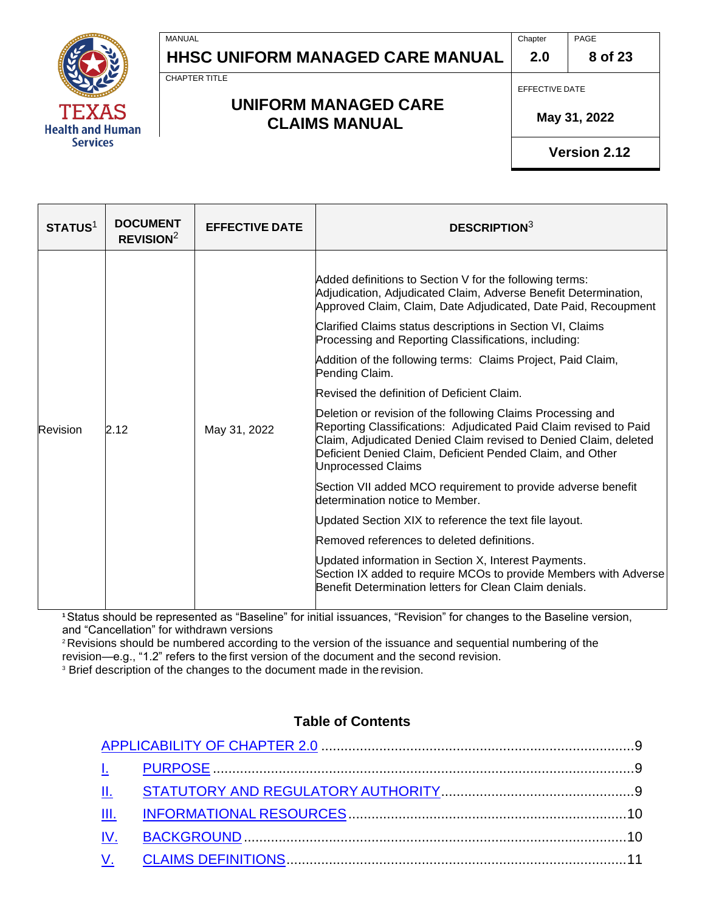| STATUS[1] | DOCUMENT REVISION[2] | EFFECTIVE DATE | DESCRIPTION[3] |
|---|---|---|---|
| Revision | 2.12 | May 31, 2022 | Added definitions to Section V for the following terms: Adjudication, Adjudicated Claim, Adverse Benefit Determination, Approved Claim, Claim, Date Adjudicated, Date Paid, Recoupment<br><br>Clarified Claims status descriptions in Section VI, Claims Processing and Reporting Classifications, including:<br><br>Addition of the following terms: Claims Project, Paid Claim, Pending Claim.<br><br>Revised the definition of Deficient Claim.<br><br>Deletion or revision of the following Claims Processing and Reporting Classifications: Adjudicated Paid Claim revised to Paid Claim, Adjudicated Denied Claim revised to Denied Claim, deleted Deficient Denied Claim, Deficient Pended Claim, and Other Unprocessed Claims<br><br>Section VII added MCO requirement to provide adverse benefit determination notice to Member.<br><br>Updated Section XIX to reference the text file layout.<br><br>Removed references to deleted definitions.<br><br>Updated information in Section X, Interest Payments.<br>Section IX added to require MCOs to provide Members with Adverse Benefit Determination letters for Clean Claim denials. |

[1] Status should be represented as "Baseline" for initial issuances, "Revision" for changes to the Baseline version, and "Cancellation" for withdrawn versions

[2] Revisions should be numbered according to the version of the issuance and sequential numbering of the revision—e.g., "1.2" refers to the first version of the document and the second revision.

[3] Brief description of the changes to the document made in the revision.

## Table of Contents

APPLICABILITY OF CHAPTER 2.0 .......... 9

I. PURPOSE .......... 9

II. STATUTORY AND REGULATORY AUTHORITY .......... 9

III. INFORMATIONAL RESOURCES .......... 10

IV. BACKGROUND .......... 10

V. CLAIMS DEFINITIONS .......... 11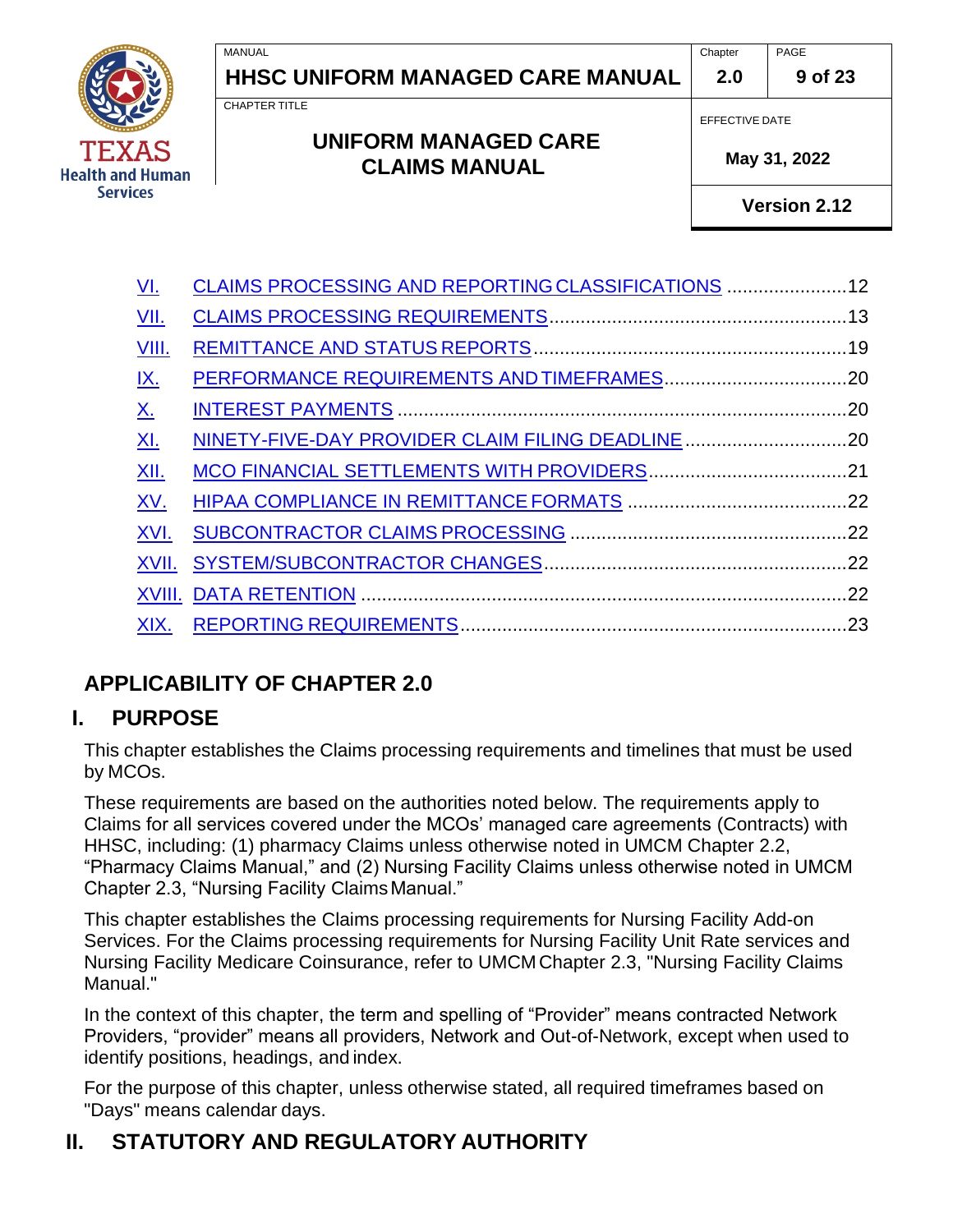| | | |
|---|---|---|
| VI. | CLAIMS PROCESSING AND REPORTING CLASSIFICATIONS | 12 |
| VII. | CLAIMS PROCESSING REQUIREMENTS | 13 |
| VIII. | REMITTANCE AND STATUS REPORTS | 19 |
| IX. | PERFORMANCE REQUIREMENTS AND TIMEFRAMES | 20 |
| X. | INTEREST PAYMENTS | 20 |
| XI. | NINETY-FIVE-DAY PROVIDER CLAIM FILING DEADLINE | 20 |
| XII. | MCO FINANCIAL SETTLEMENTS WITH PROVIDERS | 21 |
| XV. | HIPAA COMPLIANCE IN REMITTANCE FORMATS | 22 |
| XVI. | SUBCONTRACTOR CLAIMS PROCESSING | 22 |
| XVII. | SYSTEM/SUBCONTRACTOR CHANGES | 22 |
| XVIII. | DATA RETENTION | 22 |
| XIX. | REPORTING REQUIREMENTS | 23 |

## APPLICABILITY OF CHAPTER 2.0

## I. PURPOSE

This chapter establishes the Claims processing requirements and timelines that must be used by MCOs.

These requirements are based on the authorities noted below. The requirements apply to Claims for all services covered under the MCOs' managed care agreements (Contracts) with HHSC, including: (1) pharmacy Claims unless otherwise noted in UMCM Chapter 2.2, "Pharmacy Claims Manual," and (2) Nursing Facility Claims unless otherwise noted in UMCM Chapter 2.3, "Nursing Facility Claims Manual."

This chapter establishes the Claims processing requirements for Nursing Facility Add-on Services. For the Claims processing requirements for Nursing Facility Unit Rate services and Nursing Facility Medicare Coinsurance, refer to UMCM Chapter 2.3, "Nursing Facility Claims Manual."

In the context of this chapter, the term and spelling of "Provider" means contracted Network Providers, "provider" means all providers, Network and Out-of-Network, except when used to identify positions, headings, and index.

For the purpose of this chapter, unless otherwise stated, all required timeframes based on "Days" means calendar days.

## II. STATUTORY AND REGULATORY AUTHORITY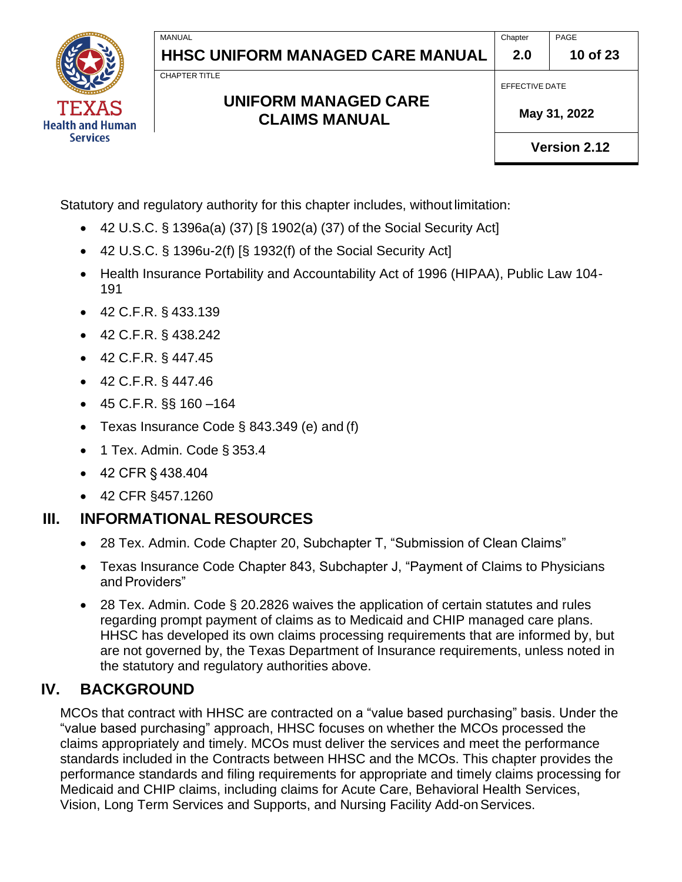Statutory and regulatory authority for this chapter includes, without limitation:

- 42 U.S.C. § 1396a(a) (37) [§ 1902(a) (37) of the Social Security Act]
- 42 U.S.C. § 1396u-2(f) [§ 1932(f) of the Social Security Act]
- Health Insurance Portability and Accountability Act of 1996 (HIPAA), Public Law 104-191
- 42 C.F.R. § 433.139
- 42 C.F.R. § 438.242
- 42 C.F.R. § 447.45
- 42 C.F.R. § 447.46
- 45 C.F.R. §§ 160 –164
- Texas Insurance Code § 843.349 (e) and (f)
- 1 Tex. Admin. Code § 353.4
- 42 CFR § 438.404
- 42 CFR §457.1260

## III. INFORMATIONAL RESOURCES

- 28 Tex. Admin. Code Chapter 20, Subchapter T, "Submission of Clean Claims"
- Texas Insurance Code Chapter 843, Subchapter J, "Payment of Claims to Physicians and Providers"
- 28 Tex. Admin. Code § 20.2826 waives the application of certain statutes and rules regarding prompt payment of claims as to Medicaid and CHIP managed care plans. HHSC has developed its own claims processing requirements that are informed by, but are not governed by, the Texas Department of Insurance requirements, unless noted in the statutory and regulatory authorities above.

## IV. BACKGROUND

MCOs that contract with HHSC are contracted on a "value based purchasing" basis. Under the "value based purchasing" approach, HHSC focuses on whether the MCOs processed the claims appropriately and timely. MCOs must deliver the services and meet the performance standards included in the Contracts between HHSC and the MCOs. This chapter provides the performance standards and filing requirements for appropriate and timely claims processing for Medicaid and CHIP claims, including claims for Acute Care, Behavioral Health Services, Vision, Long Term Services and Supports, and Nursing Facility Add-on Services.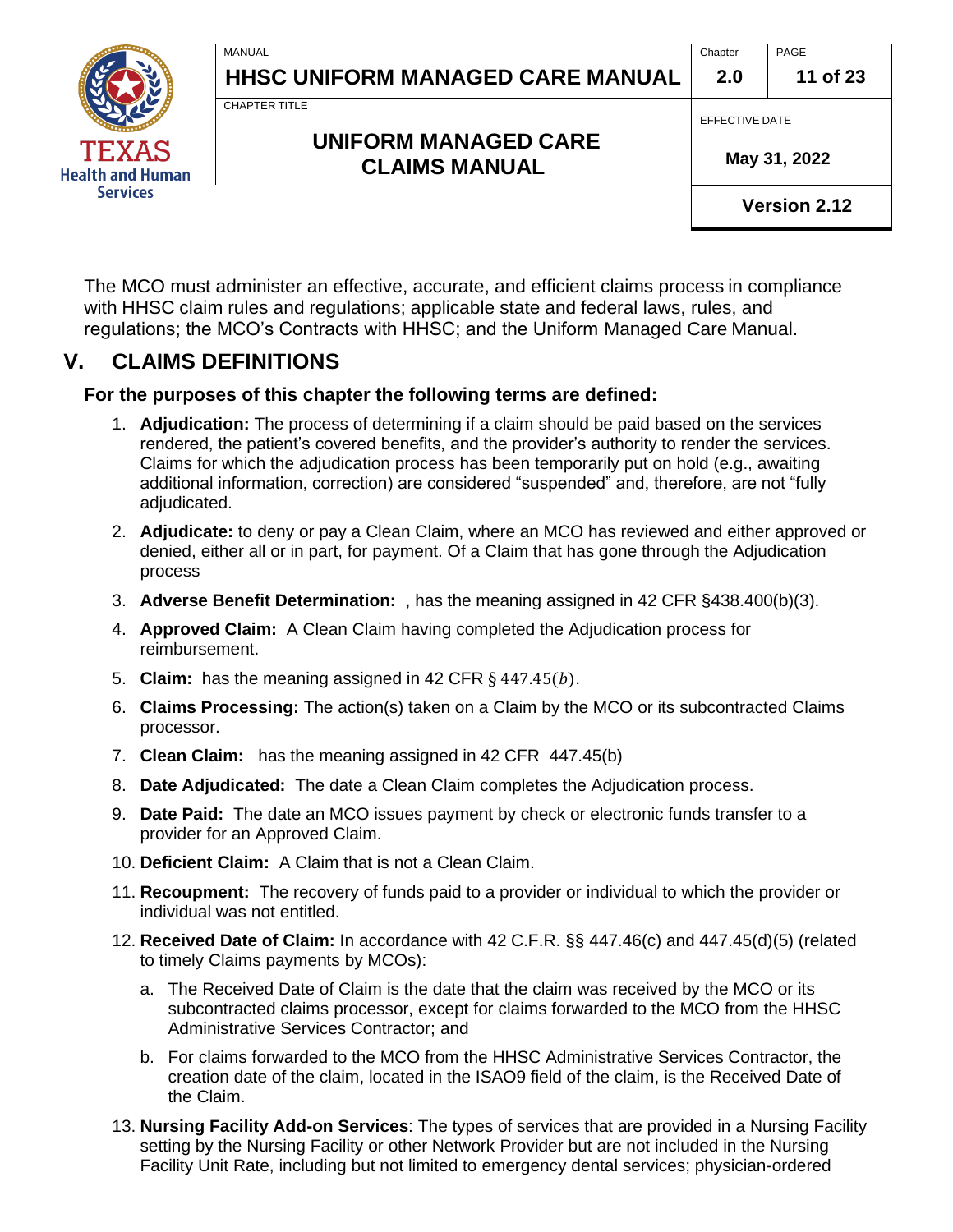The MCO must administer an effective, accurate, and efficient claims process in compliance with HHSC claim rules and regulations; applicable state and federal laws, rules, and regulations; the MCO's Contracts with HHSC; and the Uniform Managed Care Manual.

## V. CLAIMS DEFINITIONS

**For the purposes of this chapter the following terms are defined:**

1. **Adjudication:** The process of determining if a claim should be paid based on the services rendered, the patient's covered benefits, and the provider's authority to render the services. Claims for which the adjudication process has been temporarily put on hold (e.g., awaiting additional information, correction) are considered "suspended" and, therefore, are not "fully adjudicated.
2. **Adjudicate:** to deny or pay a Clean Claim, where an MCO has reviewed and either approved or denied, either all or in part, for payment. Of a Claim that has gone through the Adjudication process
3. **Adverse Benefit Determination:** , has the meaning assigned in 42 CFR §438.400(b)(3).
4. **Approved Claim:** A Clean Claim having completed the Adjudication process for reimbursement.
5. **Claim:** has the meaning assigned in 42 CFR § 447.45(b).
6. **Claims Processing:** The action(s) taken on a Claim by the MCO or its subcontracted Claims processor.
7. **Clean Claim:** has the meaning assigned in 42 CFR 447.45(b)
8. **Date Adjudicated:** The date a Clean Claim completes the Adjudication process.
9. **Date Paid:** The date an MCO issues payment by check or electronic funds transfer to a provider for an Approved Claim.
10. **Deficient Claim:** A Claim that is not a Clean Claim.
11. **Recoupment:** The recovery of funds paid to a provider or individual to which the provider or individual was not entitled.
12. **Received Date of Claim:** In accordance with 42 C.F.R. §§ 447.46(c) and 447.45(d)(5) (related to timely Claims payments by MCOs):
    a. The Received Date of Claim is the date that the claim was received by the MCO or its subcontracted claims processor, except for claims forwarded to the MCO from the HHSC Administrative Services Contractor; and
    b. For claims forwarded to the MCO from the HHSC Administrative Services Contractor, the creation date of the claim, located in the ISAO9 field of the claim, is the Received Date of the Claim.
13. **Nursing Facility Add-on Services**: The types of services that are provided in a Nursing Facility setting by the Nursing Facility or other Network Provider but are not included in the Nursing Facility Unit Rate, including but not limited to emergency dental services; physician-ordered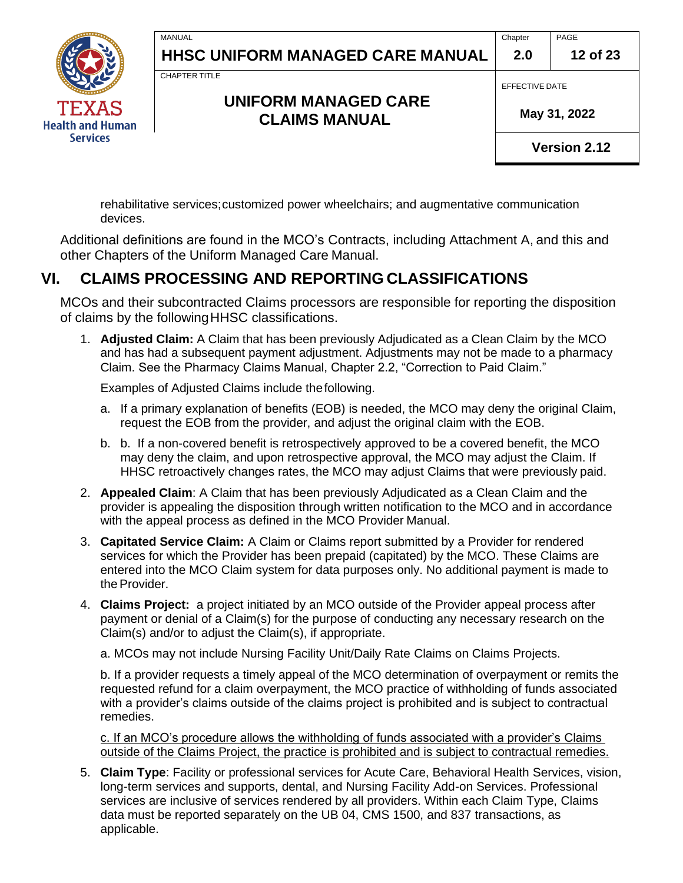rehabilitative services; customized power wheelchairs; and augmentative communication devices.

Additional definitions are found in the MCO's Contracts, including Attachment A, and this and other Chapters of the Uniform Managed Care Manual.

## VI. CLAIMS PROCESSING AND REPORTING CLASSIFICATIONS

MCOs and their subcontracted Claims processors are responsible for reporting the disposition of claims by the following HHSC classifications.

1. **Adjusted Claim:** A Claim that has been previously Adjudicated as a Clean Claim by the MCO and has had a subsequent payment adjustment. Adjustments may not be made to a pharmacy Claim. See the Pharmacy Claims Manual, Chapter 2.2, "Correction to Paid Claim."

   Examples of Adjusted Claims include the following.

   a. If a primary explanation of benefits (EOB) is needed, the MCO may deny the original Claim, request the EOB from the provider, and adjust the original claim with the EOB.

   b. b. If a non-covered benefit is retrospectively approved to be a covered benefit, the MCO may deny the claim, and upon retrospective approval, the MCO may adjust the Claim. If HHSC retroactively changes rates, the MCO may adjust Claims that were previously paid.

2. **Appealed Claim**: A Claim that has been previously Adjudicated as a Clean Claim and the provider is appealing the disposition through written notification to the MCO and in accordance with the appeal process as defined in the MCO Provider Manual.

3. **Capitated Service Claim:** A Claim or Claims report submitted by a Provider for rendered services for which the Provider has been prepaid (capitated) by the MCO. These Claims are entered into the MCO Claim system for data purposes only. No additional payment is made to the Provider.

4. **Claims Project:** a project initiated by an MCO outside of the Provider appeal process after payment or denial of a Claim(s) for the purpose of conducting any necessary research on the Claim(s) and/or to adjust the Claim(s), if appropriate.

   a. MCOs may not include Nursing Facility Unit/Daily Rate Claims on Claims Projects.

   b. If a provider requests a timely appeal of the MCO determination of overpayment or remits the requested refund for a claim overpayment, the MCO practice of withholding of funds associated with a provider's claims outside of the claims project is prohibited and is subject to contractual remedies.

   <u>c. If an MCO's procedure allows the withholding of funds associated with a provider's Claims outside of the Claims Project, the practice is prohibited and is subject to contractual remedies.</u>

5. **Claim Type**: Facility or professional services for Acute Care, Behavioral Health Services, vision, long-term services and supports, dental, and Nursing Facility Add-on Services. Professional services are inclusive of services rendered by all providers. Within each Claim Type, Claims data must be reported separately on the UB 04, CMS 1500, and 837 transactions, as applicable.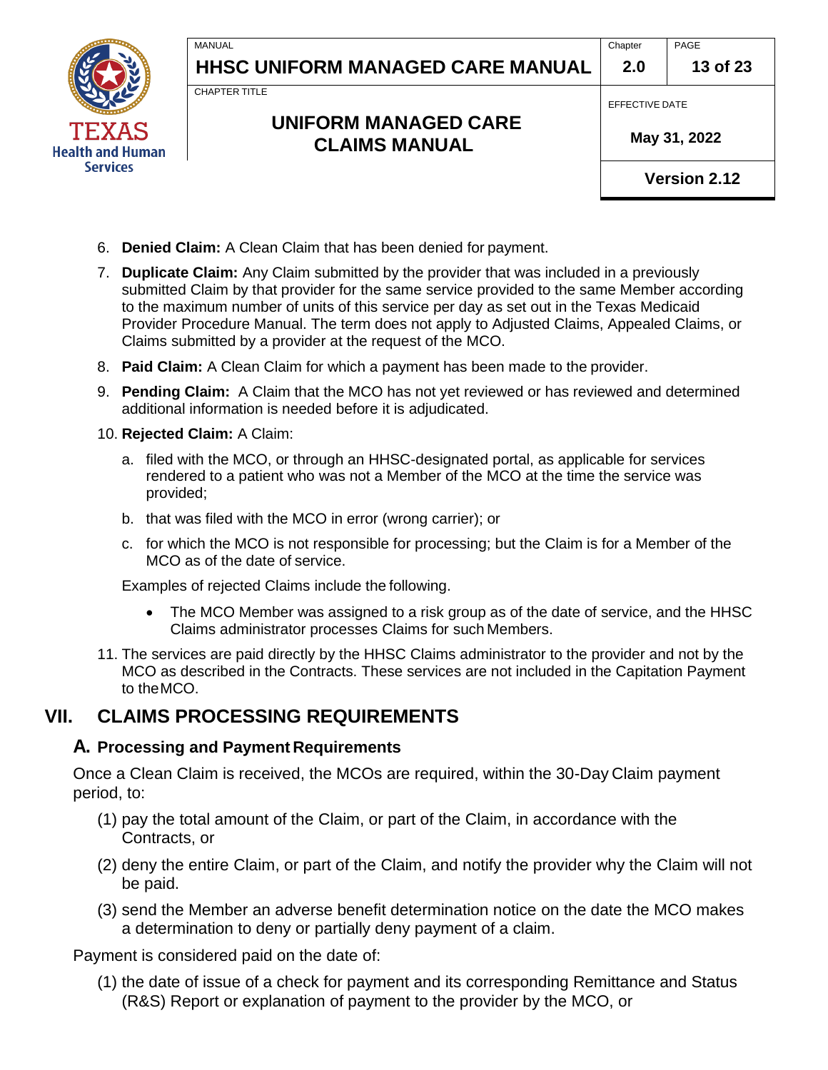6. **Denied Claim:** A Clean Claim that has been denied for payment.
7. **Duplicate Claim:** Any Claim submitted by the provider that was included in a previously submitted Claim by that provider for the same service provided to the same Member according to the maximum number of units of this service per day as set out in the Texas Medicaid Provider Procedure Manual. The term does not apply to Adjusted Claims, Appealed Claims, or Claims submitted by a provider at the request of the MCO.
8. **Paid Claim:** A Clean Claim for which a payment has been made to the provider.
9. **Pending Claim:** A Claim that the MCO has not yet reviewed or has reviewed and determined additional information is needed before it is adjudicated.
10. **Rejected Claim:** A Claim:
    a. filed with the MCO, or through an HHSC-designated portal, as applicable for services rendered to a patient who was not a Member of the MCO at the time the service was provided;
    b. that was filed with the MCO in error (wrong carrier); or
    c. for which the MCO is not responsible for processing; but the Claim is for a Member of the MCO as of the date of service.

    Examples of rejected Claims include the following.

    - The MCO Member was assigned to a risk group as of the date of service, and the HHSC Claims administrator processes Claims for such Members.
11. The services are paid directly by the HHSC Claims administrator to the provider and not by the MCO as described in the Contracts. These services are not included in the Capitation Payment to the MCO.

# VII. CLAIMS PROCESSING REQUIREMENTS

## A. Processing and Payment Requirements

Once a Clean Claim is received, the MCOs are required, within the 30-Day Claim payment period, to:

(1) pay the total amount of the Claim, or part of the Claim, in accordance with the Contracts, or

(2) deny the entire Claim, or part of the Claim, and notify the provider why the Claim will not be paid.

(3) send the Member an adverse benefit determination notice on the date the MCO makes a determination to deny or partially deny payment of a claim.

Payment is considered paid on the date of:

(1) the date of issue of a check for payment and its corresponding Remittance and Status (R&S) Report or explanation of payment to the provider by the MCO, or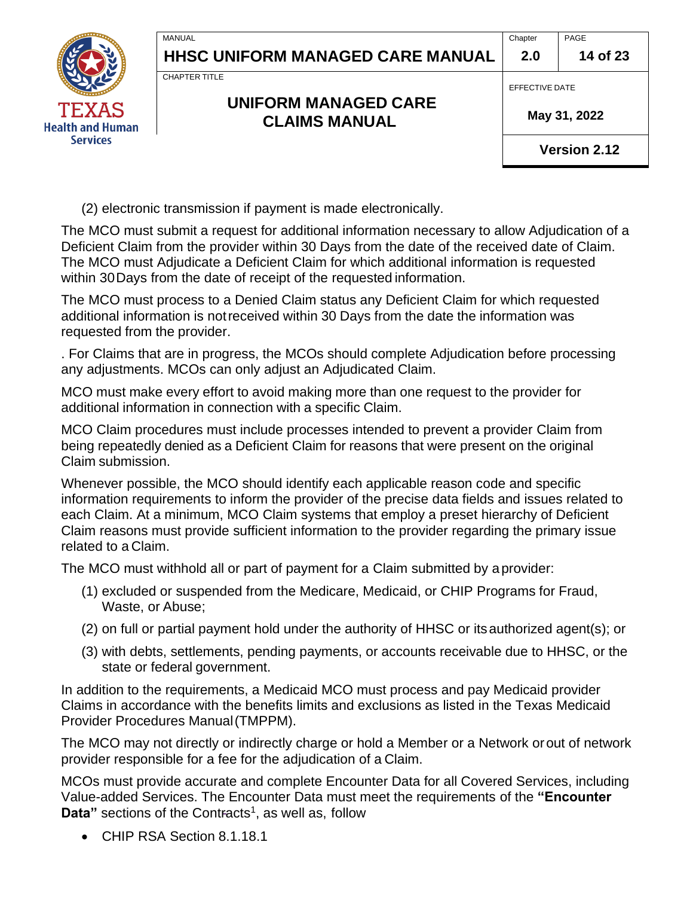(2) electronic transmission if payment is made electronically.

The MCO must submit a request for additional information necessary to allow Adjudication of a Deficient Claim from the provider within 30 Days from the date of the received date of Claim. The MCO must Adjudicate a Deficient Claim for which additional information is requested within 30 Days from the date of receipt of the requested information.

The MCO must process to a Denied Claim status any Deficient Claim for which requested additional information is not received within 30 Days from the date the information was requested from the provider.

. For Claims that are in progress, the MCOs should complete Adjudication before processing any adjustments. MCOs can only adjust an Adjudicated Claim.

MCO must make every effort to avoid making more than one request to the provider for additional information in connection with a specific Claim.

MCO Claim procedures must include processes intended to prevent a provider Claim from being repeatedly denied as a Deficient Claim for reasons that were present on the original Claim submission.

Whenever possible, the MCO should identify each applicable reason code and specific information requirements to inform the provider of the precise data fields and issues related to each Claim. At a minimum, MCO Claim systems that employ a preset hierarchy of Deficient Claim reasons must provide sufficient information to the provider regarding the primary issue related to a Claim.

The MCO must withhold all or part of payment for a Claim submitted by a provider:

(1) excluded or suspended from the Medicare, Medicaid, or CHIP Programs for Fraud, Waste, or Abuse;

(2) on full or partial payment hold under the authority of HHSC or its authorized agent(s); or

(3) with debts, settlements, pending payments, or accounts receivable due to HHSC, or the state or federal government.

In addition to the requirements, a Medicaid MCO must process and pay Medicaid provider Claims in accordance with the benefits limits and exclusions as listed in the Texas Medicaid Provider Procedures Manual (TMPPM).

The MCO may not directly or indirectly charge or hold a Member or a Network or out of network provider responsible for a fee for the adjudication of a Claim.

MCOs must provide accurate and complete Encounter Data for all Covered Services, including Value-added Services. The Encounter Data must meet the requirements of the **"Encounter Data"** sections of the Contracts[1], as well as, follow

- CHIP RSA Section 8.1.18.1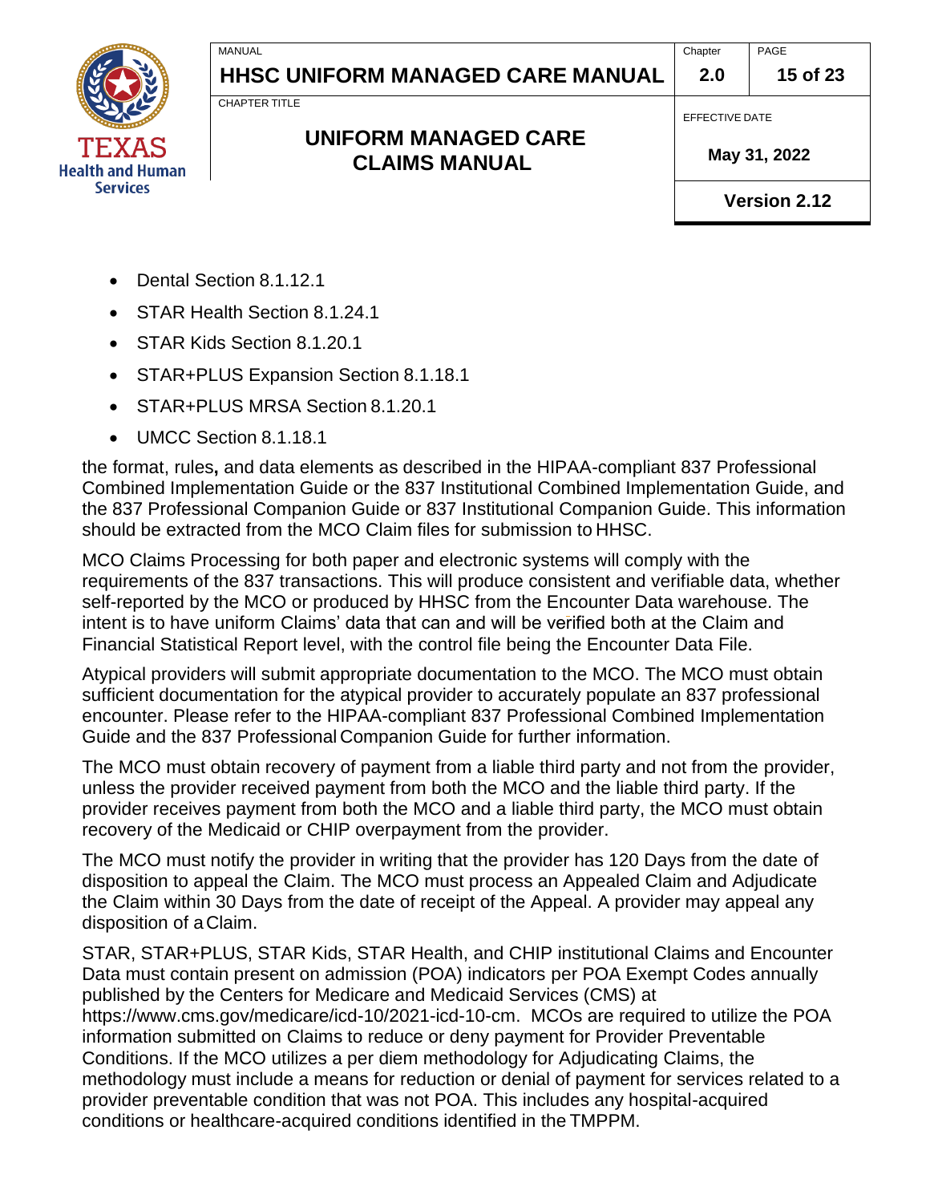- Dental Section 8.1.12.1
- STAR Health Section 8.1.24.1
- STAR Kids Section 8.1.20.1
- STAR+PLUS Expansion Section 8.1.18.1
- STAR+PLUS MRSA Section 8.1.20.1
- UMCC Section 8.1.18.1

the format, rules**,** and data elements as described in the HIPAA-compliant 837 Professional Combined Implementation Guide or the 837 Institutional Combined Implementation Guide, and the 837 Professional Companion Guide or 837 Institutional Companion Guide. This information should be extracted from the MCO Claim files for submission to HHSC.

MCO Claims Processing for both paper and electronic systems will comply with the requirements of the 837 transactions. This will produce consistent and verifiable data, whether self-reported by the MCO or produced by HHSC from the Encounter Data warehouse. The intent is to have uniform Claims' data that can and will be verified both at the Claim and Financial Statistical Report level, with the control file being the Encounter Data File.

Atypical providers will submit appropriate documentation to the MCO. The MCO must obtain sufficient documentation for the atypical provider to accurately populate an 837 professional encounter. Please refer to the HIPAA-compliant 837 Professional Combined Implementation Guide and the 837 Professional Companion Guide for further information.

The MCO must obtain recovery of payment from a liable third party and not from the provider, unless the provider received payment from both the MCO and the liable third party. If the provider receives payment from both the MCO and a liable third party, the MCO must obtain recovery of the Medicaid or CHIP overpayment from the provider.

The MCO must notify the provider in writing that the provider has 120 Days from the date of disposition to appeal the Claim. The MCO must process an Appealed Claim and Adjudicate the Claim within 30 Days from the date of receipt of the Appeal. A provider may appeal any disposition of a Claim.

STAR, STAR+PLUS, STAR Kids, STAR Health, and CHIP institutional Claims and Encounter Data must contain present on admission (POA) indicators per POA Exempt Codes annually published by the Centers for Medicare and Medicaid Services (CMS) at https://www.cms.gov/medicare/icd-10/2021-icd-10-cm. MCOs are required to utilize the POA information submitted on Claims to reduce or deny payment for Provider Preventable Conditions. If the MCO utilizes a per diem methodology for Adjudicating Claims, the methodology must include a means for reduction or denial of payment for services related to a provider preventable condition that was not POA. This includes any hospital-acquired conditions or healthcare-acquired conditions identified in the TMPPM.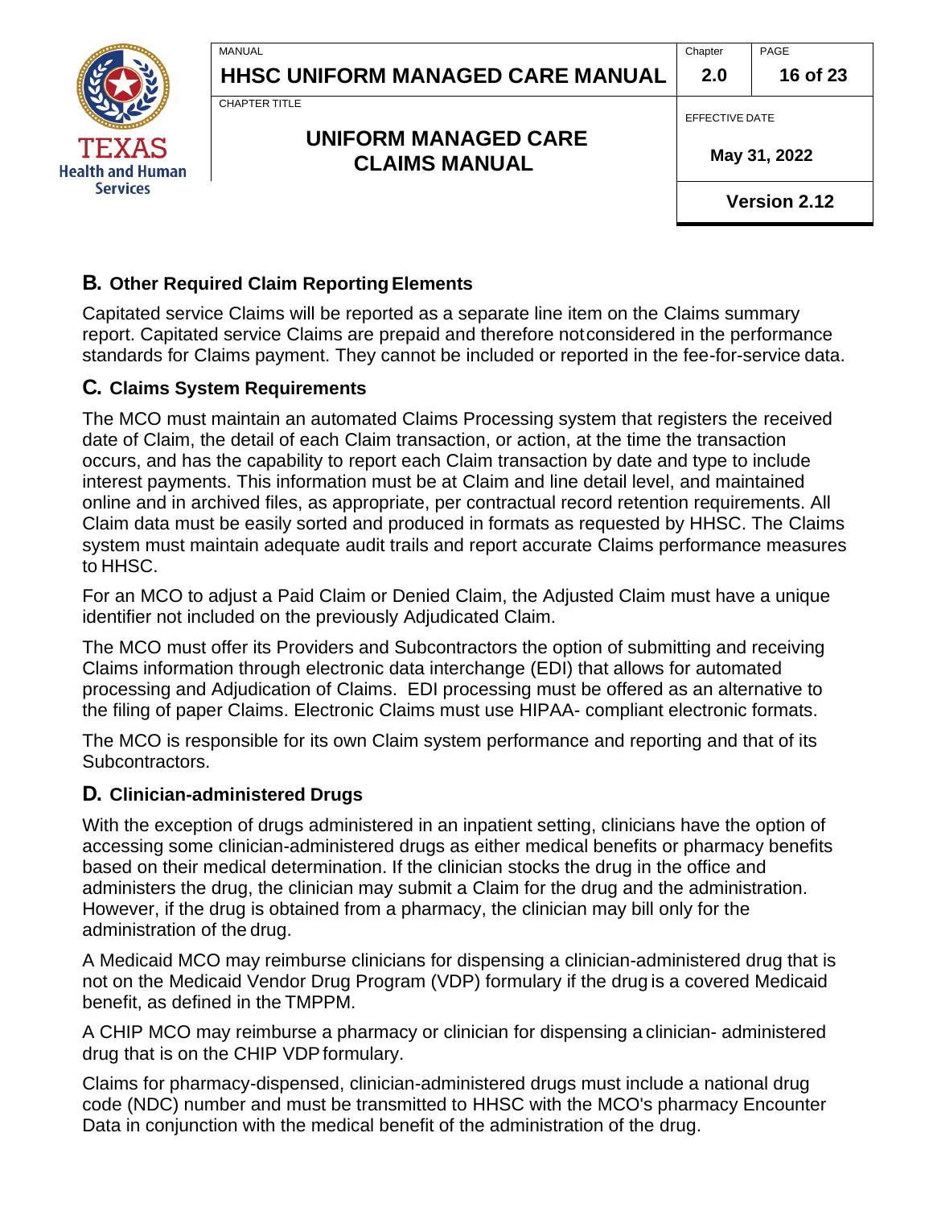## B. Other Required Claim Reporting Elements

Capitated service Claims will be reported as a separate line item on the Claims summary report. Capitated service Claims are prepaid and therefore not considered in the performance standards for Claims payment. They cannot be included or reported in the fee-for-service data.

## C. Claims System Requirements

The MCO must maintain an automated Claims Processing system that registers the received date of Claim, the detail of each Claim transaction, or action, at the time the transaction occurs, and has the capability to report each Claim transaction by date and type to include interest payments. This information must be at Claim and line detail level, and maintained online and in archived files, as appropriate, per contractual record retention requirements. All Claim data must be easily sorted and produced in formats as requested by HHSC. The Claims system must maintain adequate audit trails and report accurate Claims performance measures to HHSC.

For an MCO to adjust a Paid Claim or Denied Claim, the Adjusted Claim must have a unique identifier not included on the previously Adjudicated Claim.

The MCO must offer its Providers and Subcontractors the option of submitting and receiving Claims information through electronic data interchange (EDI) that allows for automated processing and Adjudication of Claims. EDI processing must be offered as an alternative to the filing of paper Claims. Electronic Claims must use HIPAA- compliant electronic formats.

The MCO is responsible for its own Claim system performance and reporting and that of its Subcontractors.

## D. Clinician-administered Drugs

With the exception of drugs administered in an inpatient setting, clinicians have the option of accessing some clinician-administered drugs as either medical benefits or pharmacy benefits based on their medical determination. If the clinician stocks the drug in the office and administers the drug, the clinician may submit a Claim for the drug and the administration. However, if the drug is obtained from a pharmacy, the clinician may bill only for the administration of the drug.

A Medicaid MCO may reimburse clinicians for dispensing a clinician-administered drug that is not on the Medicaid Vendor Drug Program (VDP) formulary if the drug is a covered Medicaid benefit, as defined in the TMPPM.

A CHIP MCO may reimburse a pharmacy or clinician for dispensing a clinician- administered drug that is on the CHIP VDP formulary.

Claims for pharmacy-dispensed, clinician-administered drugs must include a national drug code (NDC) number and must be transmitted to HHSC with the MCO's pharmacy Encounter Data in conjunction with the medical benefit of the administration of the drug.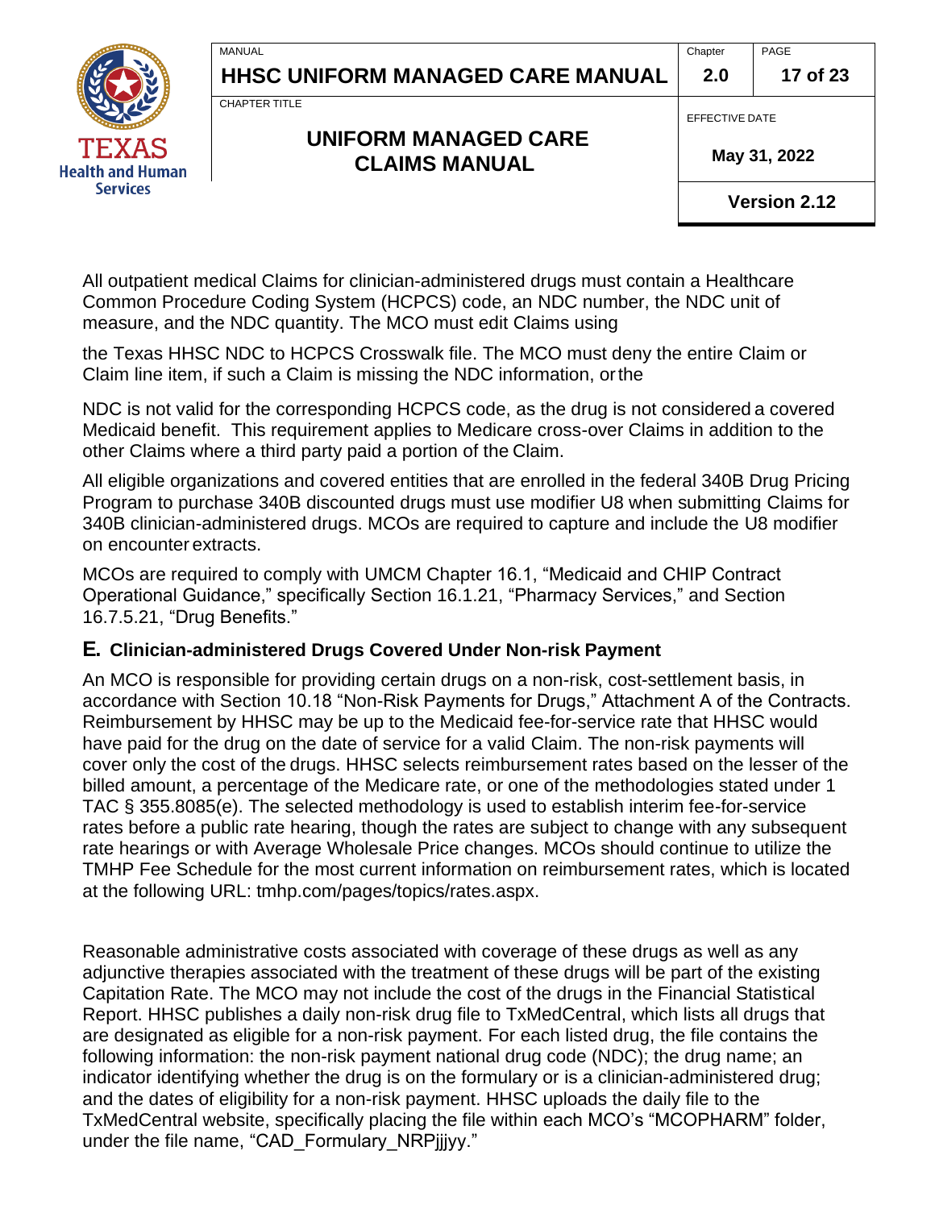All outpatient medical Claims for clinician-administered drugs must contain a Healthcare Common Procedure Coding System (HCPCS) code, an NDC number, the NDC unit of measure, and the NDC quantity. The MCO must edit Claims using the Texas HHSC NDC to HCPCS Crosswalk file. The MCO must deny the entire Claim or Claim line item, if such a Claim is missing the NDC information, or the NDC is not valid for the corresponding HCPCS code, as the drug is not considered a covered Medicaid benefit. This requirement applies to Medicare cross-over Claims in addition to the other Claims where a third party paid a portion of the Claim.

All eligible organizations and covered entities that are enrolled in the federal 340B Drug Pricing Program to purchase 340B discounted drugs must use modifier U8 when submitting Claims for 340B clinician-administered drugs. MCOs are required to capture and include the U8 modifier on encounter extracts.

MCOs are required to comply with UMCM Chapter 16.1, "Medicaid and CHIP Contract Operational Guidance," specifically Section 16.1.21, "Pharmacy Services," and Section 16.7.5.21, "Drug Benefits."

## E. Clinician-administered Drugs Covered Under Non-risk Payment

An MCO is responsible for providing certain drugs on a non-risk, cost-settlement basis, in accordance with Section 10.18 "Non-Risk Payments for Drugs," Attachment A of the Contracts. Reimbursement by HHSC may be up to the Medicaid fee-for-service rate that HHSC would have paid for the drug on the date of service for a valid Claim. The non-risk payments will cover only the cost of the drugs. HHSC selects reimbursement rates based on the lesser of the billed amount, a percentage of the Medicare rate, or one of the methodologies stated under 1 TAC § 355.8085(e). The selected methodology is used to establish interim fee-for-service rates before a public rate hearing, though the rates are subject to change with any subsequent rate hearings or with Average Wholesale Price changes. MCOs should continue to utilize the TMHP Fee Schedule for the most current information on reimbursement rates, which is located at the following URL: tmhp.com/pages/topics/rates.aspx.

Reasonable administrative costs associated with coverage of these drugs as well as any adjunctive therapies associated with the treatment of these drugs will be part of the existing Capitation Rate. The MCO may not include the cost of the drugs in the Financial Statistical Report. HHSC publishes a daily non-risk drug file to TxMedCentral, which lists all drugs that are designated as eligible for a non-risk payment. For each listed drug, the file contains the following information: the non-risk payment national drug code (NDC); the drug name; an indicator identifying whether the drug is on the formulary or is a clinician-administered drug; and the dates of eligibility for a non-risk payment. HHSC uploads the daily file to the TxMedCentral website, specifically placing the file within each MCO's "MCOPHARM" folder, under the file name, "CAD_Formulary_NRPjjjyy."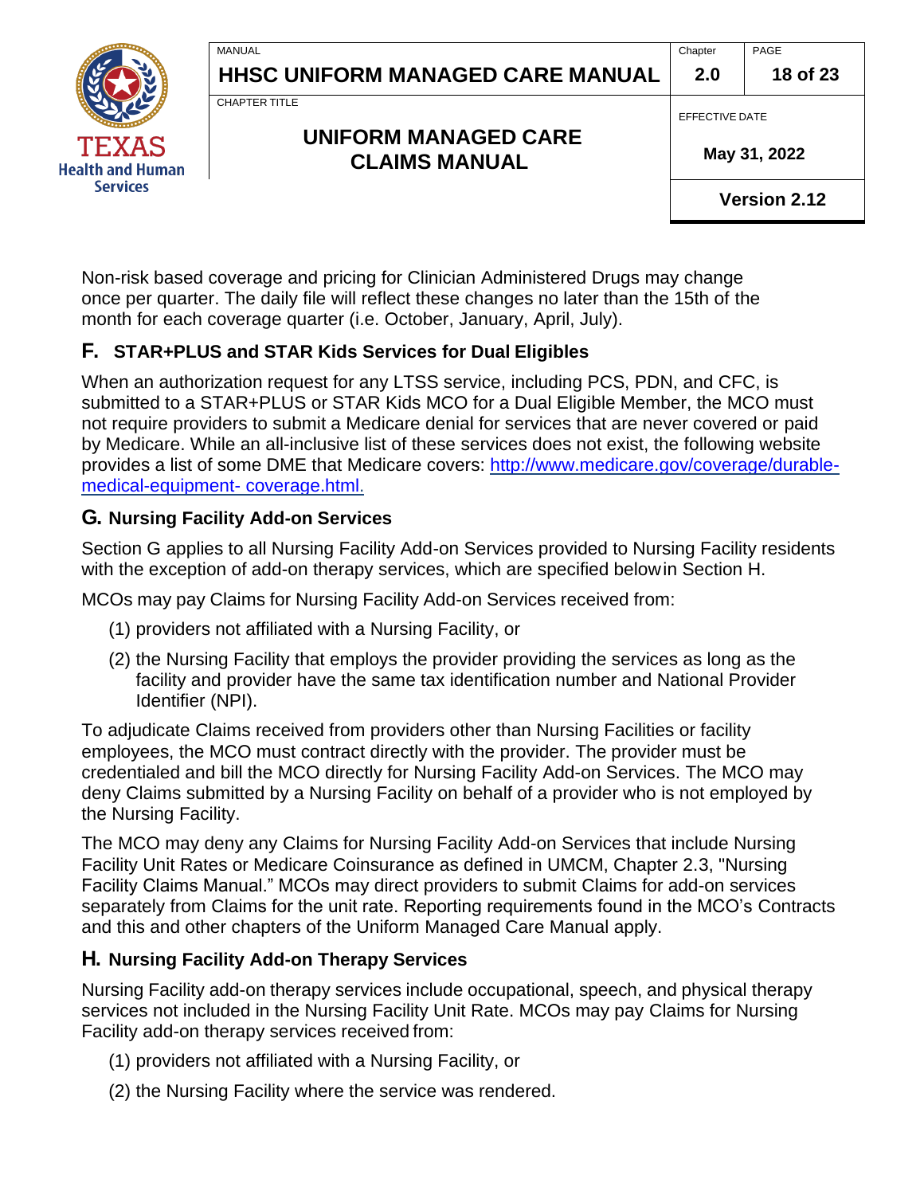Non-risk based coverage and pricing for Clinician Administered Drugs may change once per quarter. The daily file will reflect these changes no later than the 15th of the month for each coverage quarter (i.e. October, January, April, July).

## F. STAR+PLUS and STAR Kids Services for Dual Eligibles

When an authorization request for any LTSS service, including PCS, PDN, and CFC, is submitted to a STAR+PLUS or STAR Kids MCO for a Dual Eligible Member, the MCO must not require providers to submit a Medicare denial for services that are never covered or paid by Medicare. While an all-inclusive list of these services does not exist, the following website provides a list of some DME that Medicare covers: [http://www.medicare.gov/coverage/durable-medical-equipment- coverage.html.](http://www.medicare.gov/coverage/durable-medical-equipment-coverage.html)

## G. Nursing Facility Add-on Services

Section G applies to all Nursing Facility Add-on Services provided to Nursing Facility residents with the exception of add-on therapy services, which are specified belowin Section H.

MCOs may pay Claims for Nursing Facility Add-on Services received from:

(1) providers not affiliated with a Nursing Facility, or

(2) the Nursing Facility that employs the provider providing the services as long as the facility and provider have the same tax identification number and National Provider Identifier (NPI).

To adjudicate Claims received from providers other than Nursing Facilities or facility employees, the MCO must contract directly with the provider. The provider must be credentialed and bill the MCO directly for Nursing Facility Add-on Services. The MCO may deny Claims submitted by a Nursing Facility on behalf of a provider who is not employed by the Nursing Facility.

The MCO may deny any Claims for Nursing Facility Add-on Services that include Nursing Facility Unit Rates or Medicare Coinsurance as defined in UMCM, Chapter 2.3, "Nursing Facility Claims Manual." MCOs may direct providers to submit Claims for add-on services separately from Claims for the unit rate. Reporting requirements found in the MCO's Contracts and this and other chapters of the Uniform Managed Care Manual apply.

## H. Nursing Facility Add-on Therapy Services

Nursing Facility add-on therapy services include occupational, speech, and physical therapy services not included in the Nursing Facility Unit Rate. MCOs may pay Claims for Nursing Facility add-on therapy services received from:

(1) providers not affiliated with a Nursing Facility, or

(2) the Nursing Facility where the service was rendered.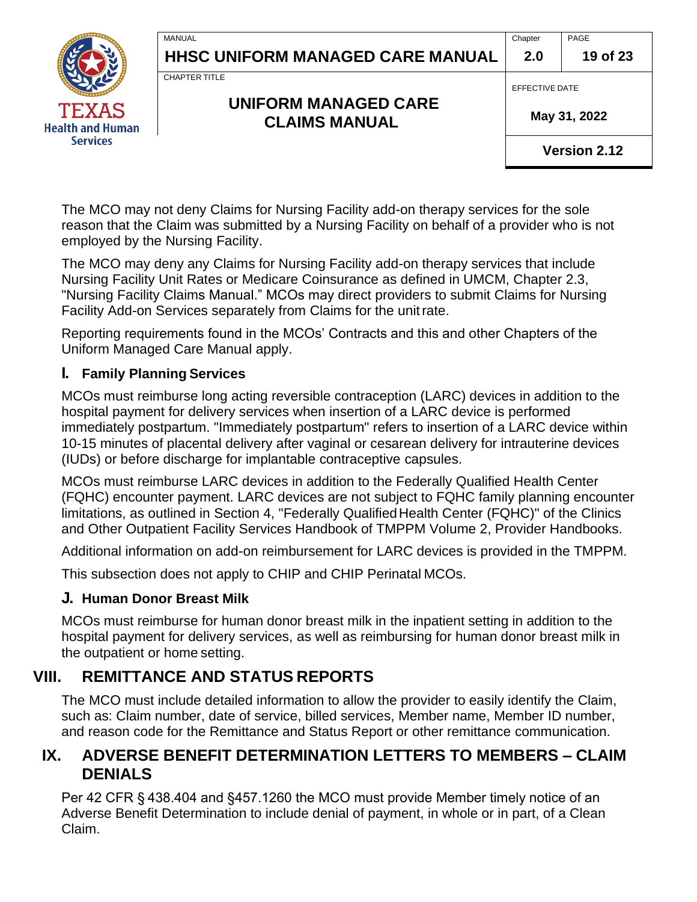The MCO may not deny Claims for Nursing Facility add-on therapy services for the sole reason that the Claim was submitted by a Nursing Facility on behalf of a provider who is not employed by the Nursing Facility.

The MCO may deny any Claims for Nursing Facility add-on therapy services that include Nursing Facility Unit Rates or Medicare Coinsurance as defined in UMCM, Chapter 2.3, "Nursing Facility Claims Manual." MCOs may direct providers to submit Claims for Nursing Facility Add-on Services separately from Claims for the unit rate.

Reporting requirements found in the MCOs' Contracts and this and other Chapters of the Uniform Managed Care Manual apply.

### I. Family Planning Services

MCOs must reimburse long acting reversible contraception (LARC) devices in addition to the hospital payment for delivery services when insertion of a LARC device is performed immediately postpartum. "Immediately postpartum" refers to insertion of a LARC device within 10-15 minutes of placental delivery after vaginal or cesarean delivery for intrauterine devices (IUDs) or before discharge for implantable contraceptive capsules.

MCOs must reimburse LARC devices in addition to the Federally Qualified Health Center (FQHC) encounter payment. LARC devices are not subject to FQHC family planning encounter limitations, as outlined in Section 4, "Federally Qualified Health Center (FQHC)" of the Clinics and Other Outpatient Facility Services Handbook of TMPPM Volume 2, Provider Handbooks.

Additional information on add-on reimbursement for LARC devices is provided in the TMPPM.

This subsection does not apply to CHIP and CHIP Perinatal MCOs.

### J. Human Donor Breast Milk

MCOs must reimburse for human donor breast milk in the inpatient setting in addition to the hospital payment for delivery services, as well as reimbursing for human donor breast milk in the outpatient or home setting.

## VIII. REMITTANCE AND STATUS REPORTS

The MCO must include detailed information to allow the provider to easily identify the Claim, such as: Claim number, date of service, billed services, Member name, Member ID number, and reason code for the Remittance and Status Report or other remittance communication.

## IX. ADVERSE BENEFIT DETERMINATION LETTERS TO MEMBERS – CLAIM DENIALS

Per 42 CFR § 438.404 and §457.1260 the MCO must provide Member timely notice of an Adverse Benefit Determination to include denial of payment, in whole or in part, of a Clean Claim.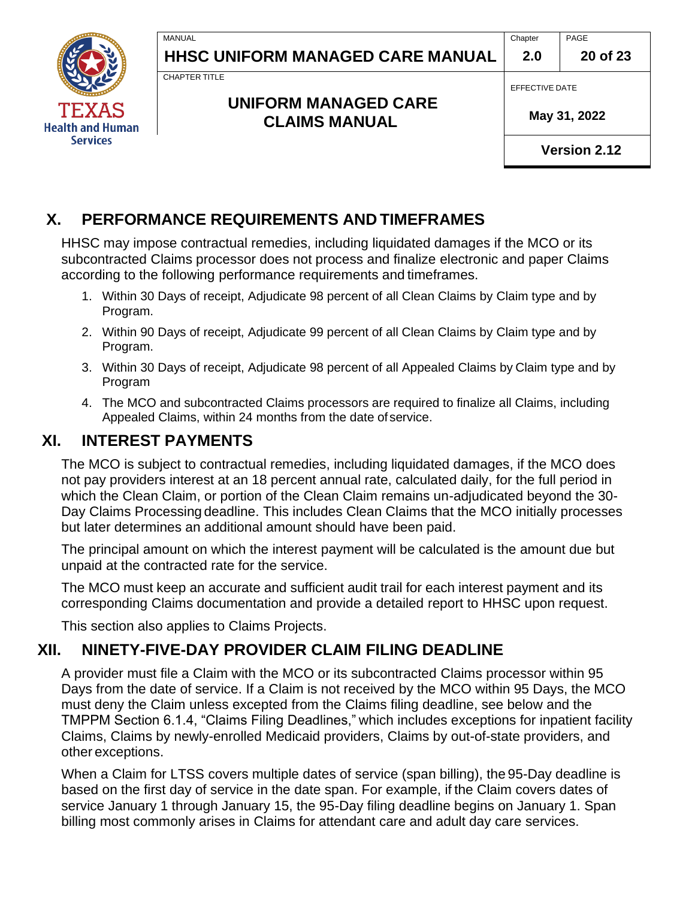## X. PERFORMANCE REQUIREMENTS AND TIMEFRAMES

HHSC may impose contractual remedies, including liquidated damages if the MCO or its subcontracted Claims processor does not process and finalize electronic and paper Claims according to the following performance requirements and timeframes.

1. Within 30 Days of receipt, Adjudicate 98 percent of all Clean Claims by Claim type and by Program.
2. Within 90 Days of receipt, Adjudicate 99 percent of all Clean Claims by Claim type and by Program.
3. Within 30 Days of receipt, Adjudicate 98 percent of all Appealed Claims by Claim type and by Program
4. The MCO and subcontracted Claims processors are required to finalize all Claims, including Appealed Claims, within 24 months from the date of service.

## XI. INTEREST PAYMENTS

The MCO is subject to contractual remedies, including liquidated damages, if the MCO does not pay providers interest at an 18 percent annual rate, calculated daily, for the full period in which the Clean Claim, or portion of the Clean Claim remains un-adjudicated beyond the 30-Day Claims Processing deadline. This includes Clean Claims that the MCO initially processes but later determines an additional amount should have been paid.

The principal amount on which the interest payment will be calculated is the amount due but unpaid at the contracted rate for the service.

The MCO must keep an accurate and sufficient audit trail for each interest payment and its corresponding Claims documentation and provide a detailed report to HHSC upon request.

This section also applies to Claims Projects.

## XII. NINETY-FIVE-DAY PROVIDER CLAIM FILING DEADLINE

A provider must file a Claim with the MCO or its subcontracted Claims processor within 95 Days from the date of service. If a Claim is not received by the MCO within 95 Days, the MCO must deny the Claim unless excepted from the Claims filing deadline, see below and the TMPPM Section 6.1.4, "Claims Filing Deadlines," which includes exceptions for inpatient facility Claims, Claims by newly-enrolled Medicaid providers, Claims by out-of-state providers, and other exceptions.

When a Claim for LTSS covers multiple dates of service (span billing), the 95-Day deadline is based on the first day of service in the date span. For example, if the Claim covers dates of service January 1 through January 15, the 95-Day filing deadline begins on January 1. Span billing most commonly arises in Claims for attendant care and adult day care services.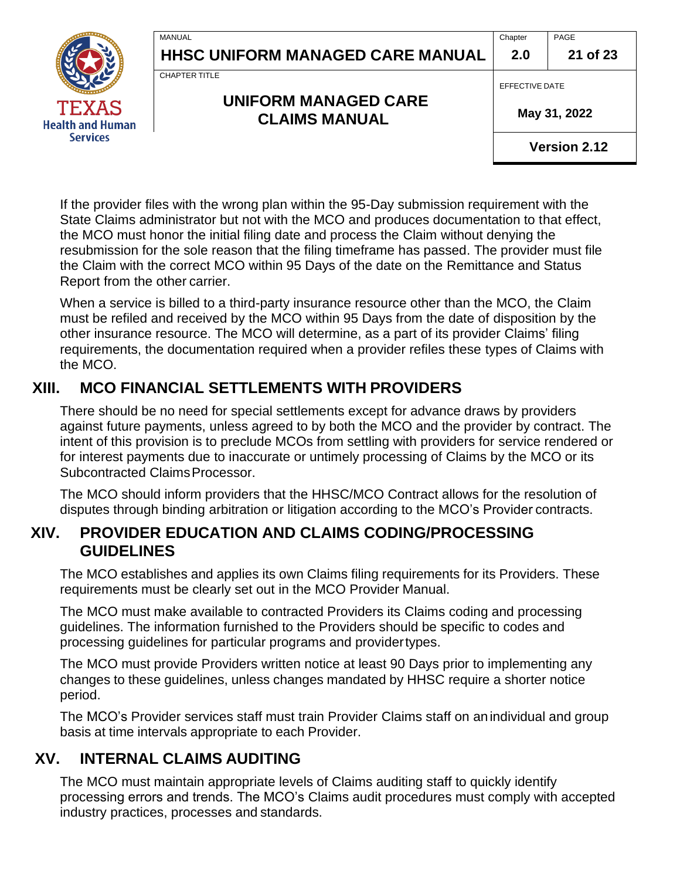If the provider files with the wrong plan within the 95-Day submission requirement with the State Claims administrator but not with the MCO and produces documentation to that effect, the MCO must honor the initial filing date and process the Claim without denying the resubmission for the sole reason that the filing timeframe has passed. The provider must file the Claim with the correct MCO within 95 Days of the date on the Remittance and Status Report from the other carrier.

When a service is billed to a third-party insurance resource other than the MCO, the Claim must be refiled and received by the MCO within 95 Days from the date of disposition by the other insurance resource. The MCO will determine, as a part of its provider Claims' filing requirements, the documentation required when a provider refiles these types of Claims with the MCO.

## XIII. MCO FINANCIAL SETTLEMENTS WITH PROVIDERS

There should be no need for special settlements except for advance draws by providers against future payments, unless agreed to by both the MCO and the provider by contract. The intent of this provision is to preclude MCOs from settling with providers for service rendered or for interest payments due to inaccurate or untimely processing of Claims by the MCO or its Subcontracted Claims Processor.

The MCO should inform providers that the HHSC/MCO Contract allows for the resolution of disputes through binding arbitration or litigation according to the MCO's Provider contracts.

## XIV. PROVIDER EDUCATION AND CLAIMS CODING/PROCESSING GUIDELINES

The MCO establishes and applies its own Claims filing requirements for its Providers. These requirements must be clearly set out in the MCO Provider Manual.

The MCO must make available to contracted Providers its Claims coding and processing guidelines. The information furnished to the Providers should be specific to codes and processing guidelines for particular programs and provider types.

The MCO must provide Providers written notice at least 90 Days prior to implementing any changes to these guidelines, unless changes mandated by HHSC require a shorter notice period.

The MCO's Provider services staff must train Provider Claims staff on an individual and group basis at time intervals appropriate to each Provider.

## XV. INTERNAL CLAIMS AUDITING

The MCO must maintain appropriate levels of Claims auditing staff to quickly identify processing errors and trends. The MCO's Claims audit procedures must comply with accepted industry practices, processes and standards.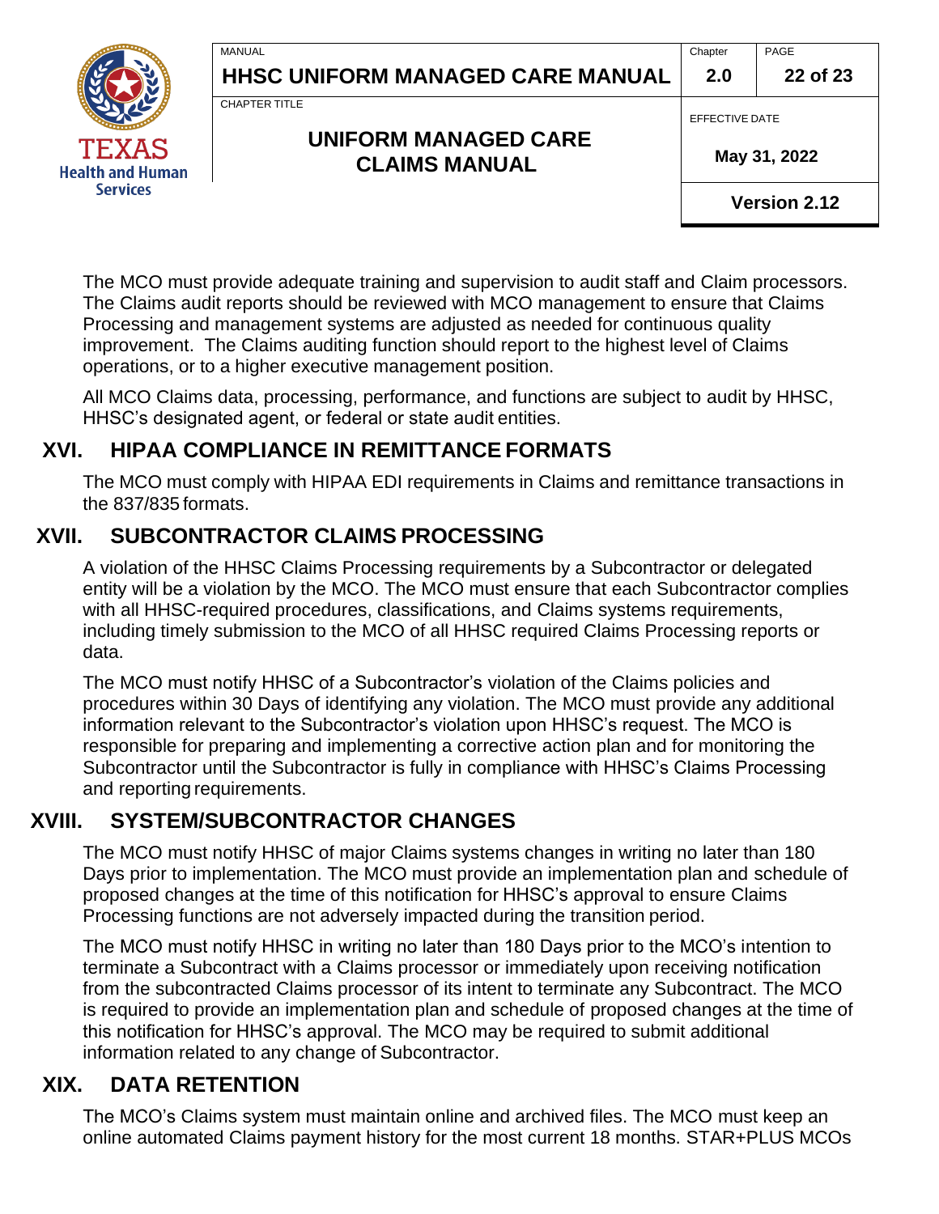The MCO must provide adequate training and supervision to audit staff and Claim processors. The Claims audit reports should be reviewed with MCO management to ensure that Claims Processing and management systems are adjusted as needed for continuous quality improvement. The Claims auditing function should report to the highest level of Claims operations, or to a higher executive management position.

All MCO Claims data, processing, performance, and functions are subject to audit by HHSC, HHSC's designated agent, or federal or state audit entities.

## XVI. HIPAA COMPLIANCE IN REMITTANCE FORMATS

The MCO must comply with HIPAA EDI requirements in Claims and remittance transactions in the 837/835 formats.

## XVII. SUBCONTRACTOR CLAIMS PROCESSING

A violation of the HHSC Claims Processing requirements by a Subcontractor or delegated entity will be a violation by the MCO. The MCO must ensure that each Subcontractor complies with all HHSC-required procedures, classifications, and Claims systems requirements, including timely submission to the MCO of all HHSC required Claims Processing reports or data.

The MCO must notify HHSC of a Subcontractor's violation of the Claims policies and procedures within 30 Days of identifying any violation. The MCO must provide any additional information relevant to the Subcontractor's violation upon HHSC's request. The MCO is responsible for preparing and implementing a corrective action plan and for monitoring the Subcontractor until the Subcontractor is fully in compliance with HHSC's Claims Processing and reporting requirements.

## XVIII. SYSTEM/SUBCONTRACTOR CHANGES

The MCO must notify HHSC of major Claims systems changes in writing no later than 180 Days prior to implementation. The MCO must provide an implementation plan and schedule of proposed changes at the time of this notification for HHSC's approval to ensure Claims Processing functions are not adversely impacted during the transition period.

The MCO must notify HHSC in writing no later than 180 Days prior to the MCO's intention to terminate a Subcontract with a Claims processor or immediately upon receiving notification from the subcontracted Claims processor of its intent to terminate any Subcontract. The MCO is required to provide an implementation plan and schedule of proposed changes at the time of this notification for HHSC's approval. The MCO may be required to submit additional information related to any change of Subcontractor.

## XIX. DATA RETENTION

The MCO's Claims system must maintain online and archived files. The MCO must keep an online automated Claims payment history for the most current 18 months. STAR+PLUS MCOs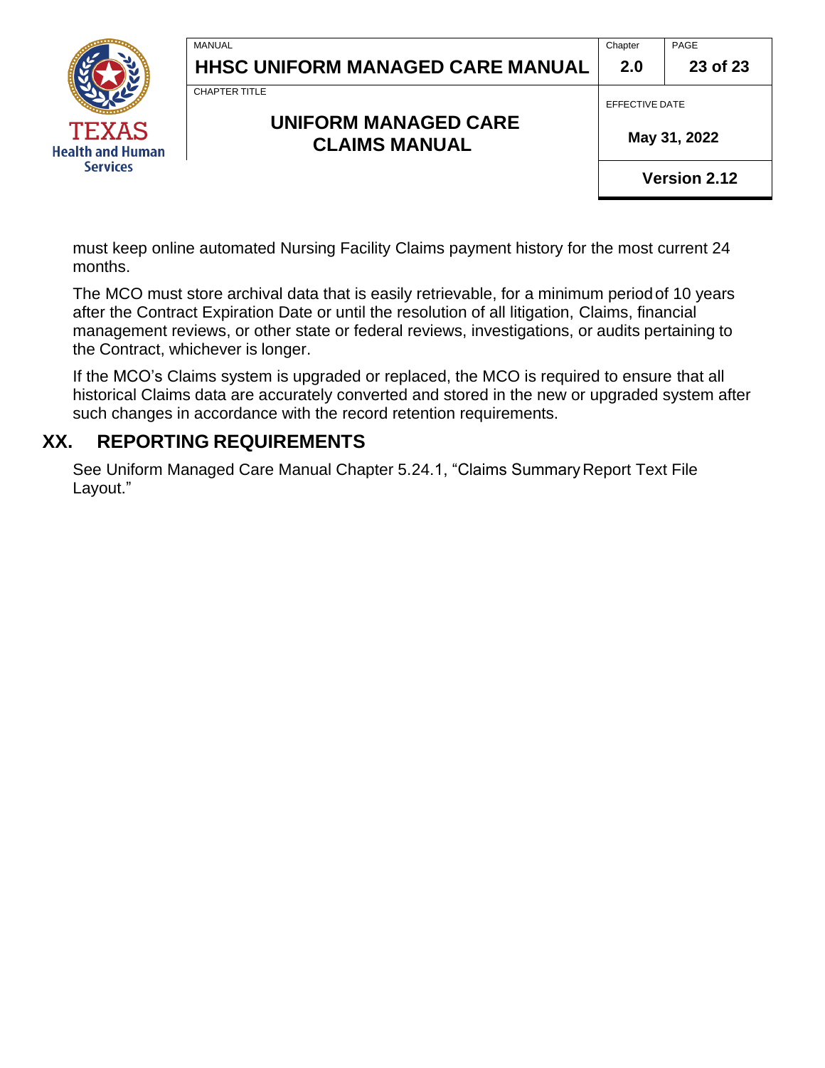must keep online automated Nursing Facility Claims payment history for the most current 24 months.

The MCO must store archival data that is easily retrievable, for a minimum period of 10 years after the Contract Expiration Date or until the resolution of all litigation, Claims, financial management reviews, or other state or federal reviews, investigations, or audits pertaining to the Contract, whichever is longer.

If the MCO's Claims system is upgraded or replaced, the MCO is required to ensure that all historical Claims data are accurately converted and stored in the new or upgraded system after such changes in accordance with the record retention requirements.

## XX. REPORTING REQUIREMENTS

See Uniform Managed Care Manual Chapter 5.24.1, "Claims Summary Report Text File Layout."